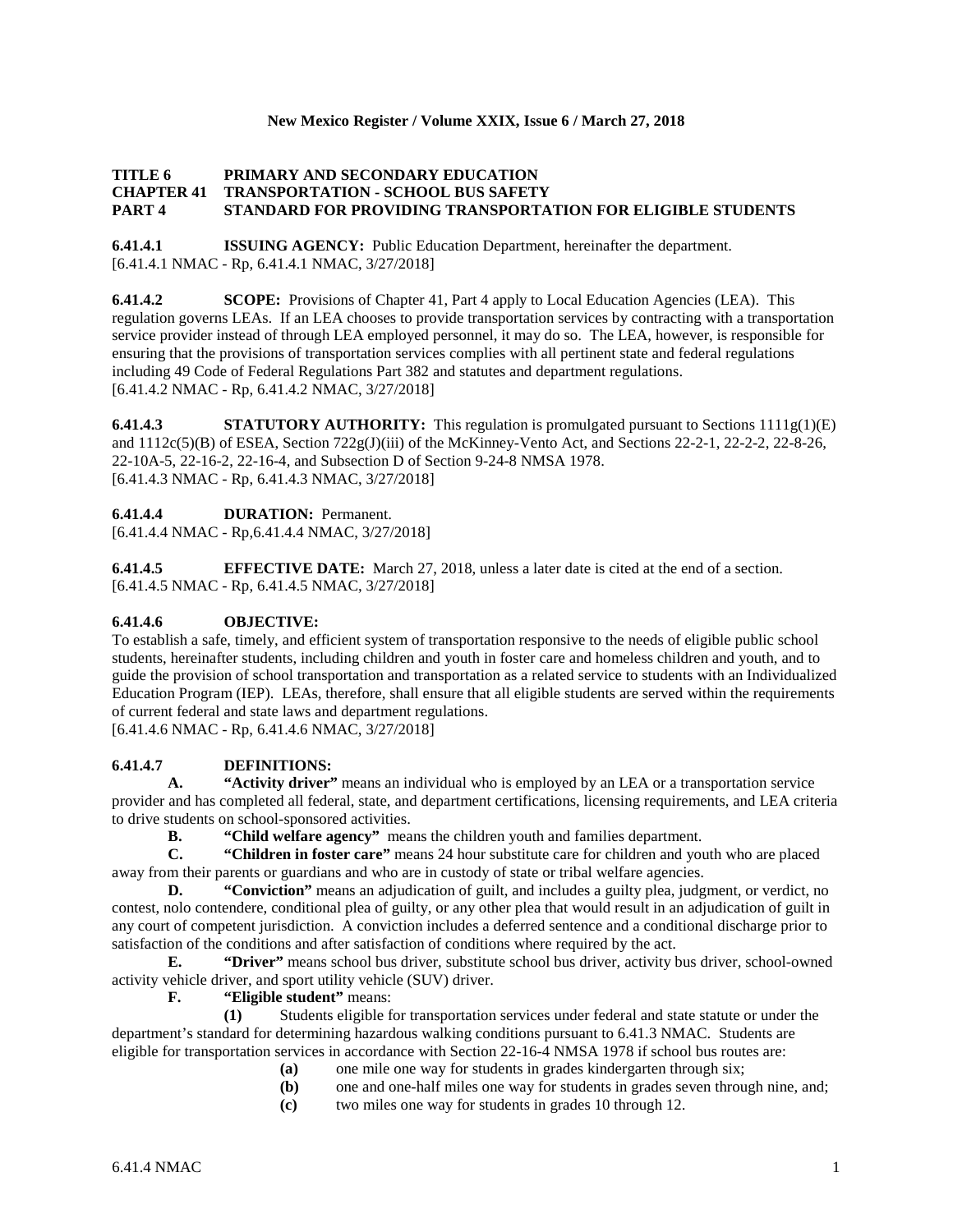**TITLE 6 PRIMARY AND SECONDARY EDUCATION**
**CHAPTER 41 TRANSPORTATION - SCHOOL BUS SAFETY**
**PART 4 STANDARD FOR PROVIDING TRANSPORTATION FOR ELIGIBLE STUDENTS**

**6.41.4.1 ISSUING AGENCY:** Public Education Department, hereinafter the department.
[6.41.4.1 NMAC - Rp, 6.41.4.1 NMAC, 3/27/2018]

**6.41.4.2 SCOPE:** Provisions of Chapter 41, Part 4 apply to Local Education Agencies (LEA). This regulation governs LEAs. If an LEA chooses to provide transportation services by contracting with a transportation service provider instead of through LEA employed personnel, it may do so. The LEA, however, is responsible for ensuring that the provisions of transportation services complies with all pertinent state and federal regulations including 49 Code of Federal Regulations Part 382 and statutes and department regulations.
[6.41.4.2 NMAC - Rp, 6.41.4.2 NMAC, 3/27/2018]

**6.41.4.3 STATUTORY AUTHORITY:** This regulation is promulgated pursuant to Sections 1111g(1)(E) and 1112c(5)(B) of ESEA, Section 722g(J)(iii) of the McKinney-Vento Act, and Sections 22-2-1, 22-2-2, 22-8-26, 22-10A-5, 22-16-2, 22-16-4, and Subsection D of Section 9-24-8 NMSA 1978.
[6.41.4.3 NMAC - Rp, 6.41.4.3 NMAC, 3/27/2018]

**6.41.4.4 DURATION:** Permanent.
[6.41.4.4 NMAC - Rp,6.41.4.4 NMAC, 3/27/2018]

**6.41.4.5 EFFECTIVE DATE:** March 27, 2018, unless a later date is cited at the end of a section.
[6.41.4.5 NMAC - Rp, 6.41.4.5 NMAC, 3/27/2018]

**6.41.4.6 OBJECTIVE:**
To establish a safe, timely, and efficient system of transportation responsive to the needs of eligible public school students, hereinafter students, including children and youth in foster care and homeless children and youth, and to guide the provision of school transportation and transportation as a related service to students with an Individualized Education Program (IEP). LEAs, therefore, shall ensure that all eligible students are served within the requirements of current federal and state laws and department regulations.
[6.41.4.6 NMAC - Rp, 6.41.4.6 NMAC, 3/27/2018]

**6.41.4.7 DEFINITIONS:**

**A. "Activity driver"** means an individual who is employed by an LEA or a transportation service provider and has completed all federal, state, and department certifications, licensing requirements, and LEA criteria to drive students on school-sponsored activities.

**B. "Child welfare agency"** means the children youth and families department.

**C. "Children in foster care"** means 24 hour substitute care for children and youth who are placed away from their parents or guardians and who are in custody of state or tribal welfare agencies.

**D. "Conviction"** means an adjudication of guilt, and includes a guilty plea, judgment, or verdict, no contest, nolo contendere, conditional plea of guilty, or any other plea that would result in an adjudication of guilt in any court of competent jurisdiction. A conviction includes a deferred sentence and a conditional discharge prior to satisfaction of the conditions and after satisfaction of conditions where required by the act.

**E. "Driver"** means school bus driver, substitute school bus driver, activity bus driver, school-owned activity vehicle driver, and sport utility vehicle (SUV) driver.

**F. "Eligible student"** means:

**(1)** Students eligible for transportation services under federal and state statute or under the department's standard for determining hazardous walking conditions pursuant to 6.41.3 NMAC. Students are eligible for transportation services in accordance with Section 22-16-4 NMSA 1978 if school bus routes are:

- **(a)** one mile one way for students in grades kindergarten through six;
- **(b)** one and one-half miles one way for students in grades seven through nine, and;
- **(c)** two miles one way for students in grades 10 through 12.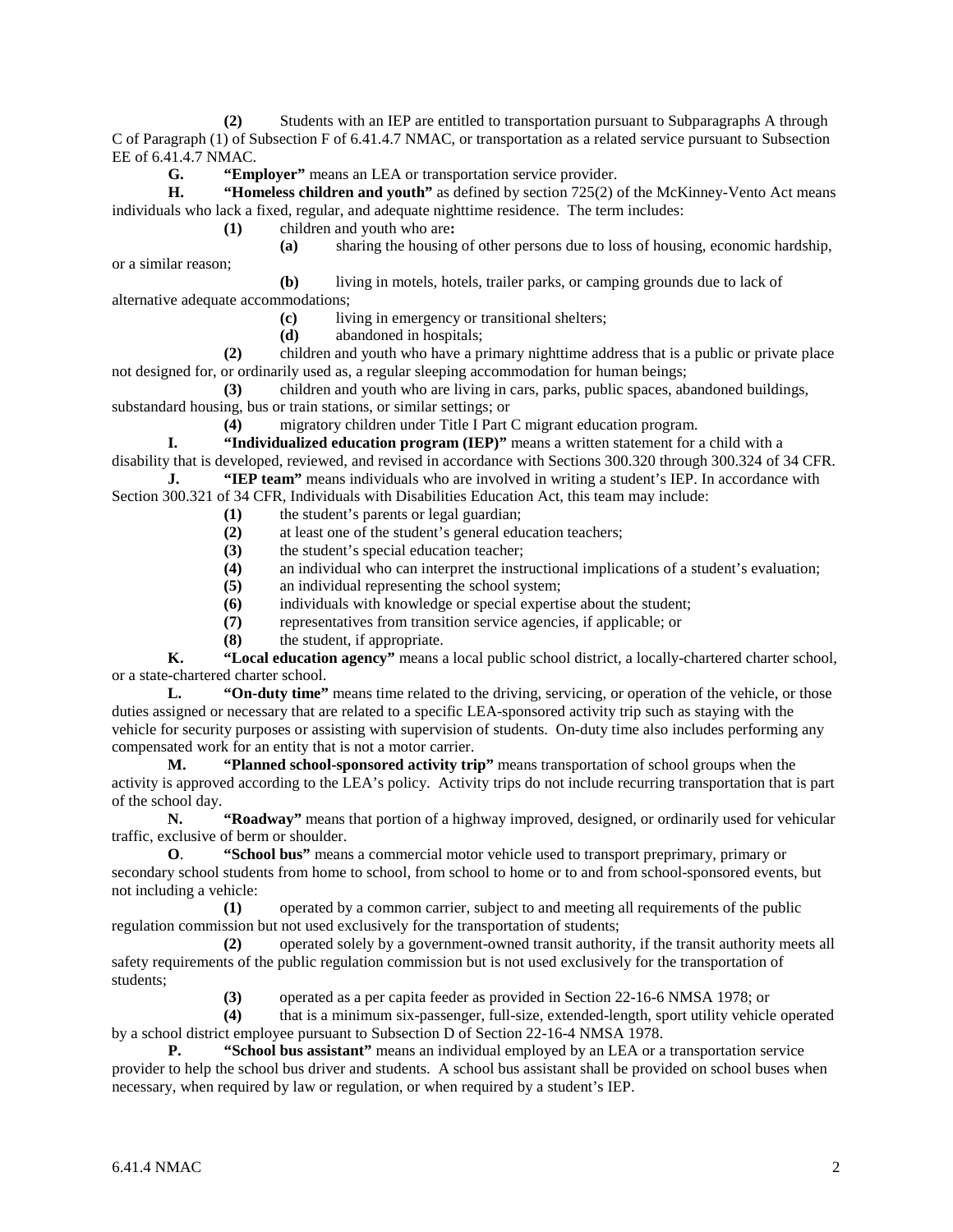**(2)** Students with an IEP are entitled to transportation pursuant to Subparagraphs A through C of Paragraph (1) of Subsection F of 6.41.4.7 NMAC, or transportation as a related service pursuant to Subsection EE of 6.41.4.7 NMAC.

**G.** **"Employer"** means an LEA or transportation service provider.

**H.** **"Homeless children and youth"** as defined by section 725(2) of the McKinney-Vento Act means individuals who lack a fixed, regular, and adequate nighttime residence. The term includes:

**(1)** children and youth who are**:**

**(a)** sharing the housing of other persons due to loss of housing, economic hardship, or a similar reason;

**(b)** living in motels, hotels, trailer parks, or camping grounds due to lack of alternative adequate accommodations;

**(c)** living in emergency or transitional shelters;

**(d)** abandoned in hospitals;

**(2)** children and youth who have a primary nighttime address that is a public or private place not designed for, or ordinarily used as, a regular sleeping accommodation for human beings;

**(3)** children and youth who are living in cars, parks, public spaces, abandoned buildings, substandard housing, bus or train stations, or similar settings; or

**(4)** migratory children under Title I Part C migrant education program.

**I.** **"Individualized education program (IEP)"** means a written statement for a child with a disability that is developed, reviewed, and revised in accordance with Sections 300.320 through 300.324 of 34 CFR.

**J.** **"IEP team"** means individuals who are involved in writing a student's IEP. In accordance with Section 300.321 of 34 CFR, Individuals with Disabilities Education Act, this team may include:

**(1)** the student's parents or legal guardian;

**(2)** at least one of the student's general education teachers;

**(3)** the student's special education teacher;

**(4)** an individual who can interpret the instructional implications of a student's evaluation;

**(5)** an individual representing the school system;

**(6)** individuals with knowledge or special expertise about the student;

**(7)** representatives from transition service agencies, if applicable; or

**(8)** the student, if appropriate.

**K.** **"Local education agency"** means a local public school district, a locally-chartered charter school, or a state-chartered charter school.

**L.** **"On-duty time"** means time related to the driving, servicing, or operation of the vehicle, or those duties assigned or necessary that are related to a specific LEA-sponsored activity trip such as staying with the vehicle for security purposes or assisting with supervision of students. On-duty time also includes performing any compensated work for an entity that is not a motor carrier.

**M.** **"Planned school-sponsored activity trip"** means transportation of school groups when the activity is approved according to the LEA's policy. Activity trips do not include recurring transportation that is part of the school day.

**N.** **"Roadway"** means that portion of a highway improved, designed, or ordinarily used for vehicular traffic, exclusive of berm or shoulder.

**O**. **"School bus"** means a commercial motor vehicle used to transport preprimary, primary or secondary school students from home to school, from school to home or to and from school-sponsored events, but not including a vehicle:

**(1)** operated by a common carrier, subject to and meeting all requirements of the public regulation commission but not used exclusively for the transportation of students;

**(2)** operated solely by a government-owned transit authority, if the transit authority meets all safety requirements of the public regulation commission but is not used exclusively for the transportation of students;

**(3)** operated as a per capita feeder as provided in Section 22-16-6 NMSA 1978; or

**(4)** that is a minimum six-passenger, full-size, extended-length, sport utility vehicle operated by a school district employee pursuant to Subsection D of Section 22-16-4 NMSA 1978.

**P.** **"School bus assistant"** means an individual employed by an LEA or a transportation service provider to help the school bus driver and students. A school bus assistant shall be provided on school buses when necessary, when required by law or regulation, or when required by a student's IEP.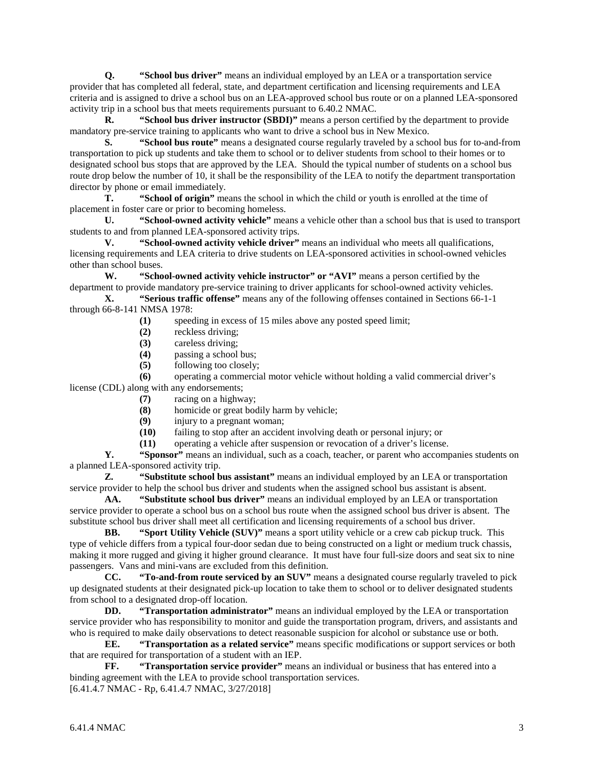**Q. "School bus driver"** means an individual employed by an LEA or a transportation service provider that has completed all federal, state, and department certification and licensing requirements and LEA criteria and is assigned to drive a school bus on an LEA-approved school bus route or on a planned LEA-sponsored activity trip in a school bus that meets requirements pursuant to 6.40.2 NMAC.

**R. "School bus driver instructor (SBDI)"** means a person certified by the department to provide mandatory pre-service training to applicants who want to drive a school bus in New Mexico.

**S. "School bus route"** means a designated course regularly traveled by a school bus for to-and-from transportation to pick up students and take them to school or to deliver students from school to their homes or to designated school bus stops that are approved by the LEA. Should the typical number of students on a school bus route drop below the number of 10, it shall be the responsibility of the LEA to notify the department transportation director by phone or email immediately.

**T. "School of origin"** means the school in which the child or youth is enrolled at the time of placement in foster care or prior to becoming homeless.

**U. "School-owned activity vehicle"** means a vehicle other than a school bus that is used to transport students to and from planned LEA-sponsored activity trips.

**V. "School-owned activity vehicle driver"** means an individual who meets all qualifications, licensing requirements and LEA criteria to drive students on LEA-sponsored activities in school-owned vehicles other than school buses.

**W. "School-owned activity vehicle instructor" or "AVI"** means a person certified by the department to provide mandatory pre-service training to driver applicants for school-owned activity vehicles.

**X. "Serious traffic offense"** means any of the following offenses contained in Sections 66-1-1 through 66-8-141 NMSA 1978:

**(1)** speeding in excess of 15 miles above any posted speed limit;
**(2)** reckless driving;
**(3)** careless driving;
**(4)** passing a school bus;
**(5)** following too closely;
**(6)** operating a commercial motor vehicle without holding a valid commercial driver's license (CDL) along with any endorsements;
**(7)** racing on a highway;
**(8)** homicide or great bodily harm by vehicle;
**(9)** injury to a pregnant woman;
**(10)** failing to stop after an accident involving death or personal injury; or
**(11)** operating a vehicle after suspension or revocation of a driver's license.

**Y. "Sponsor"** means an individual, such as a coach, teacher, or parent who accompanies students on a planned LEA-sponsored activity trip.

**Z. "Substitute school bus assistant"** means an individual employed by an LEA or transportation service provider to help the school bus driver and students when the assigned school bus assistant is absent.

**AA. "Substitute school bus driver"** means an individual employed by an LEA or transportation service provider to operate a school bus on a school bus route when the assigned school bus driver is absent. The substitute school bus driver shall meet all certification and licensing requirements of a school bus driver.

**BB. "Sport Utility Vehicle (SUV)"** means a sport utility vehicle or a crew cab pickup truck. This type of vehicle differs from a typical four-door sedan due to being constructed on a light or medium truck chassis, making it more rugged and giving it higher ground clearance. It must have four full-size doors and seat six to nine passengers. Vans and mini-vans are excluded from this definition.

**CC. "To-and-from route serviced by an SUV"** means a designated course regularly traveled to pick up designated students at their designated pick-up location to take them to school or to deliver designated students from school to a designated drop-off location.

**DD. "Transportation administrator"** means an individual employed by the LEA or transportation service provider who has responsibility to monitor and guide the transportation program, drivers, and assistants and who is required to make daily observations to detect reasonable suspicion for alcohol or substance use or both.

**EE. "Transportation as a related service"** means specific modifications or support services or both that are required for transportation of a student with an IEP.

**FF. "Transportation service provider"** means an individual or business that has entered into a binding agreement with the LEA to provide school transportation services.

[6.41.4.7 NMAC - Rp, 6.41.4.7 NMAC, 3/27/2018]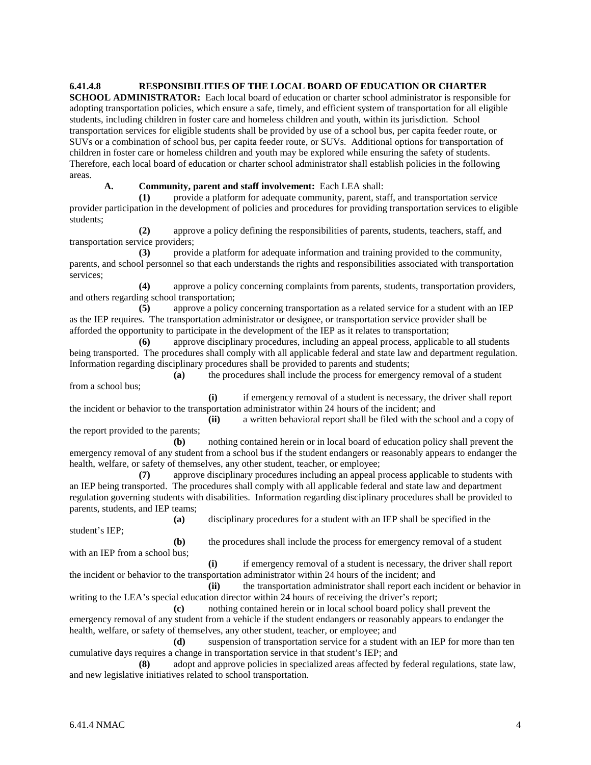**6.41.4.8 RESPONSIBILITIES OF THE LOCAL BOARD OF EDUCATION OR CHARTER SCHOOL ADMINISTRATOR:** Each local board of education or charter school administrator is responsible for adopting transportation policies, which ensure a safe, timely, and efficient system of transportation for all eligible students, including children in foster care and homeless children and youth, within its jurisdiction. School transportation services for eligible students shall be provided by use of a school bus, per capita feeder route, or SUVs or a combination of school bus, per capita feeder route, or SUVs. Additional options for transportation of children in foster care or homeless children and youth may be explored while ensuring the safety of students. Therefore, each local board of education or charter school administrator shall establish policies in the following areas.

**A. Community, parent and staff involvement:** Each LEA shall:

**(1)** provide a platform for adequate community, parent, staff, and transportation service provider participation in the development of policies and procedures for providing transportation services to eligible students;

**(2)** approve a policy defining the responsibilities of parents, students, teachers, staff, and transportation service providers;

**(3)** provide a platform for adequate information and training provided to the community, parents, and school personnel so that each understands the rights and responsibilities associated with transportation services;

**(4)** approve a policy concerning complaints from parents, students, transportation providers, and others regarding school transportation;

**(5)** approve a policy concerning transportation as a related service for a student with an IEP as the IEP requires. The transportation administrator or designee, or transportation service provider shall be afforded the opportunity to participate in the development of the IEP as it relates to transportation;

**(6)** approve disciplinary procedures, including an appeal process, applicable to all students being transported. The procedures shall comply with all applicable federal and state law and department regulation. Information regarding disciplinary procedures shall be provided to parents and students;

**(a)** the procedures shall include the process for emergency removal of a student from a school bus;

**(i)** if emergency removal of a student is necessary, the driver shall report the incident or behavior to the transportation administrator within 24 hours of the incident; and

**(ii)** a written behavioral report shall be filed with the school and a copy of the report provided to the parents;

**(b)** nothing contained herein or in local board of education policy shall prevent the emergency removal of any student from a school bus if the student endangers or reasonably appears to endanger the health, welfare, or safety of themselves, any other student, teacher, or employee;

**(7)** approve disciplinary procedures including an appeal process applicable to students with an IEP being transported. The procedures shall comply with all applicable federal and state law and department regulation governing students with disabilities. Information regarding disciplinary procedures shall be provided to parents, students, and IEP teams;

**(a)** disciplinary procedures for a student with an IEP shall be specified in the student's IEP;

**(b)** the procedures shall include the process for emergency removal of a student with an IEP from a school bus;

**(i)** if emergency removal of a student is necessary, the driver shall report the incident or behavior to the transportation administrator within 24 hours of the incident; and

**(ii)** the transportation administrator shall report each incident or behavior in writing to the LEA's special education director within 24 hours of receiving the driver's report;

**(c)** nothing contained herein or in local school board policy shall prevent the emergency removal of any student from a vehicle if the student endangers or reasonably appears to endanger the health, welfare, or safety of themselves, any other student, teacher, or employee; and

**(d)** suspension of transportation service for a student with an IEP for more than ten cumulative days requires a change in transportation service in that student's IEP; and

**(8)** adopt and approve policies in specialized areas affected by federal regulations, state law, and new legislative initiatives related to school transportation.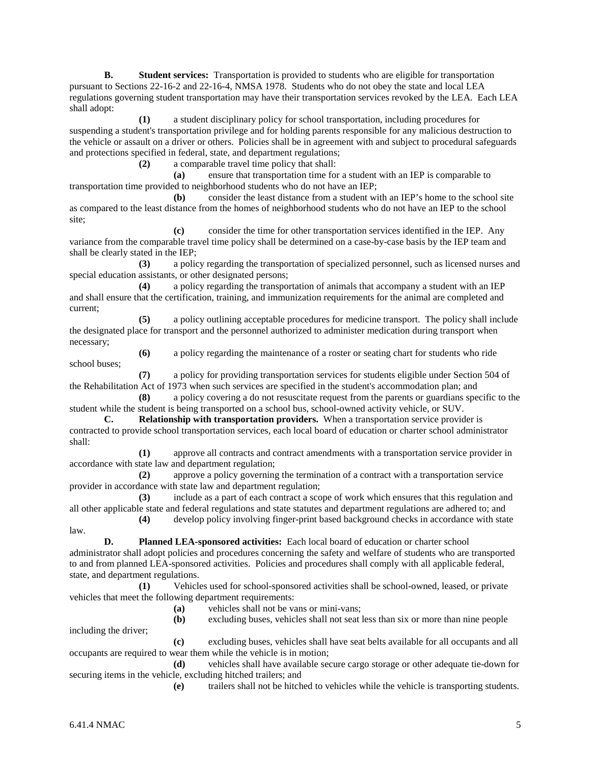**B.** **Student services:** Transportation is provided to students who are eligible for transportation pursuant to Sections 22-16-2 and 22-16-4, NMSA 1978. Students who do not obey the state and local LEA regulations governing student transportation may have their transportation services revoked by the LEA. Each LEA shall adopt:

**(1)** a student disciplinary policy for school transportation, including procedures for suspending a student's transportation privilege and for holding parents responsible for any malicious destruction to the vehicle or assault on a driver or others. Policies shall be in agreement with and subject to procedural safeguards and protections specified in federal, state, and department regulations;

**(2)** a comparable travel time policy that shall:

**(a)** ensure that transportation time for a student with an IEP is comparable to transportation time provided to neighborhood students who do not have an IEP;

**(b)** consider the least distance from a student with an IEP's home to the school site as compared to the least distance from the homes of neighborhood students who do not have an IEP to the school site;

**(c)** consider the time for other transportation services identified in the IEP. Any variance from the comparable travel time policy shall be determined on a case-by-case basis by the IEP team and shall be clearly stated in the IEP;

**(3)** a policy regarding the transportation of specialized personnel, such as licensed nurses and special education assistants, or other designated persons;

**(4)** a policy regarding the transportation of animals that accompany a student with an IEP and shall ensure that the certification, training, and immunization requirements for the animal are completed and current;

**(5)** a policy outlining acceptable procedures for medicine transport. The policy shall include the designated place for transport and the personnel authorized to administer medication during transport when necessary;

**(6)** a policy regarding the maintenance of a roster or seating chart for students who ride school buses;

**(7)** a policy for providing transportation services for students eligible under Section 504 of the Rehabilitation Act of 1973 when such services are specified in the student's accommodation plan; and

**(8)** a policy covering a do not resuscitate request from the parents or guardians specific to the student while the student is being transported on a school bus, school-owned activity vehicle, or SUV.

**C.** **Relationship with transportation providers.** When a transportation service provider is contracted to provide school transportation services, each local board of education or charter school administrator shall:

**(1)** approve all contracts and contract amendments with a transportation service provider in accordance with state law and department regulation;

**(2)** approve a policy governing the termination of a contract with a transportation service provider in accordance with state law and department regulation;

**(3)** include as a part of each contract a scope of work which ensures that this regulation and all other applicable state and federal regulations and state statutes and department regulations are adhered to; and

**(4)** develop policy involving finger-print based background checks in accordance with state law.

**D.** **Planned LEA-sponsored activities:** Each local board of education or charter school administrator shall adopt policies and procedures concerning the safety and welfare of students who are transported to and from planned LEA-sponsored activities. Policies and procedures shall comply with all applicable federal, state, and department regulations.

**(1)** Vehicles used for school-sponsored activities shall be school-owned, leased, or private vehicles that meet the following department requirements:

**(a)** vehicles shall not be vans or mini-vans;

**(b)** excluding buses, vehicles shall not seat less than six or more than nine people including the driver;

**(c)** excluding buses, vehicles shall have seat belts available for all occupants and all occupants are required to wear them while the vehicle is in motion;

**(d)** vehicles shall have available secure cargo storage or other adequate tie-down for securing items in the vehicle, excluding hitched trailers; and

**(e)** trailers shall not be hitched to vehicles while the vehicle is transporting students.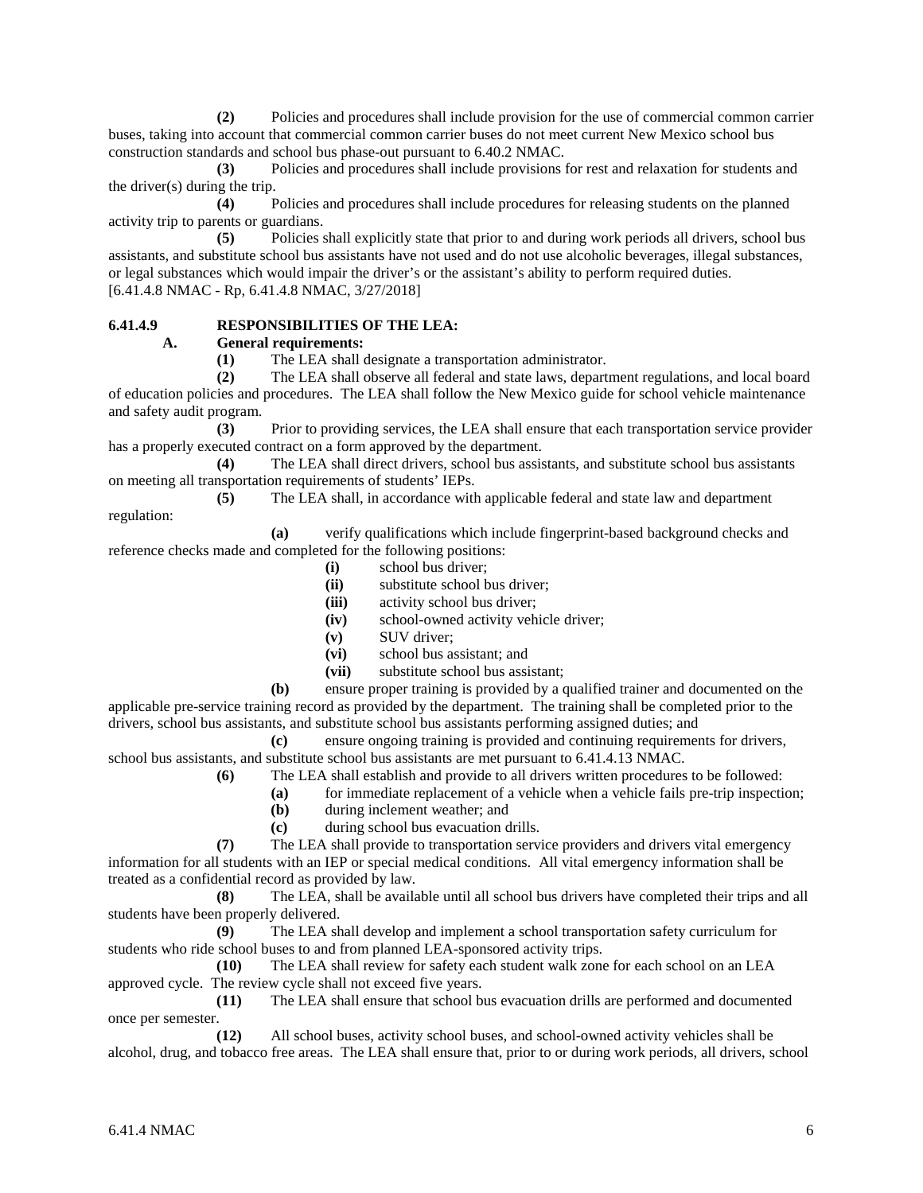**(2)** Policies and procedures shall include provision for the use of commercial common carrier buses, taking into account that commercial common carrier buses do not meet current New Mexico school bus construction standards and school bus phase-out pursuant to 6.40.2 NMAC.

**(3)** Policies and procedures shall include provisions for rest and relaxation for students and the driver(s) during the trip.

**(4)** Policies and procedures shall include procedures for releasing students on the planned activity trip to parents or guardians.

**(5)** Policies shall explicitly state that prior to and during work periods all drivers, school bus assistants, and substitute school bus assistants have not used and do not use alcoholic beverages, illegal substances, or legal substances which would impair the driver's or the assistant's ability to perform required duties.

[6.41.4.8 NMAC - Rp, 6.41.4.8 NMAC, 3/27/2018]

**6.41.4.9 RESPONSIBILITIES OF THE LEA:**

**A. General requirements:**

**(1)** The LEA shall designate a transportation administrator.

**(2)** The LEA shall observe all federal and state laws, department regulations, and local board of education policies and procedures. The LEA shall follow the New Mexico guide for school vehicle maintenance and safety audit program.

**(3)** Prior to providing services, the LEA shall ensure that each transportation service provider has a properly executed contract on a form approved by the department.

**(4)** The LEA shall direct drivers, school bus assistants, and substitute school bus assistants on meeting all transportation requirements of students' IEPs.

**(5)** The LEA shall, in accordance with applicable federal and state law and department regulation:

**(a)** verify qualifications which include fingerprint-based background checks and reference checks made and completed for the following positions:

**(i)** school bus driver;

**(ii)** substitute school bus driver;

**(iii)** activity school bus driver;

**(iv)** school-owned activity vehicle driver;

**(v)** SUV driver;

**(vi)** school bus assistant; and

**(vii)** substitute school bus assistant;

**(b)** ensure proper training is provided by a qualified trainer and documented on the applicable pre-service training record as provided by the department. The training shall be completed prior to the drivers, school bus assistants, and substitute school bus assistants performing assigned duties; and

**(c)** ensure ongoing training is provided and continuing requirements for drivers, school bus assistants, and substitute school bus assistants are met pursuant to 6.41.4.13 NMAC.

**(6)** The LEA shall establish and provide to all drivers written procedures to be followed:

**(a)** for immediate replacement of a vehicle when a vehicle fails pre-trip inspection;

**(b)** during inclement weather; and

**(c)** during school bus evacuation drills.

**(7)** The LEA shall provide to transportation service providers and drivers vital emergency information for all students with an IEP or special medical conditions. All vital emergency information shall be treated as a confidential record as provided by law.

**(8)** The LEA, shall be available until all school bus drivers have completed their trips and all students have been properly delivered.

**(9)** The LEA shall develop and implement a school transportation safety curriculum for students who ride school buses to and from planned LEA-sponsored activity trips.

**(10)** The LEA shall review for safety each student walk zone for each school on an LEA approved cycle. The review cycle shall not exceed five years.

**(11)** The LEA shall ensure that school bus evacuation drills are performed and documented once per semester.

**(12)** All school buses, activity school buses, and school-owned activity vehicles shall be alcohol, drug, and tobacco free areas. The LEA shall ensure that, prior to or during work periods, all drivers, school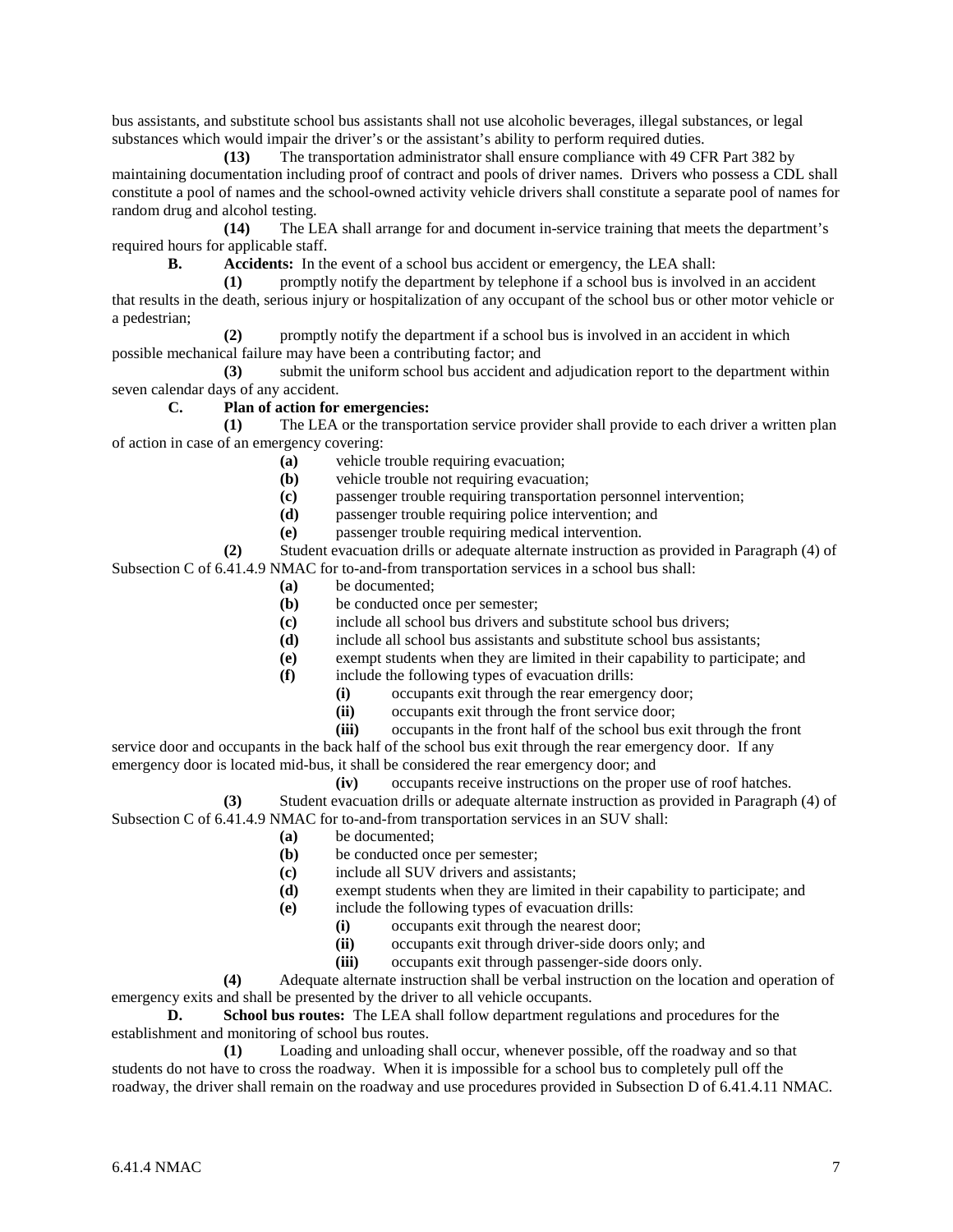bus assistants, and substitute school bus assistants shall not use alcoholic beverages, illegal substances, or legal substances which would impair the driver's or the assistant's ability to perform required duties.

**(13)** The transportation administrator shall ensure compliance with 49 CFR Part 382 by maintaining documentation including proof of contract and pools of driver names. Drivers who possess a CDL shall constitute a pool of names and the school-owned activity vehicle drivers shall constitute a separate pool of names for random drug and alcohol testing.

**(14)** The LEA shall arrange for and document in-service training that meets the department's required hours for applicable staff.

**B. Accidents:** In the event of a school bus accident or emergency, the LEA shall:

**(1)** promptly notify the department by telephone if a school bus is involved in an accident that results in the death, serious injury or hospitalization of any occupant of the school bus or other motor vehicle or a pedestrian;

**(2)** promptly notify the department if a school bus is involved in an accident in which possible mechanical failure may have been a contributing factor; and

**(3)** submit the uniform school bus accident and adjudication report to the department within seven calendar days of any accident.

**C. Plan of action for emergencies:**

**(1)** The LEA or the transportation service provider shall provide to each driver a written plan of action in case of an emergency covering:

- **(a)** vehicle trouble requiring evacuation;
- **(b)** vehicle trouble not requiring evacuation;
- **(c)** passenger trouble requiring transportation personnel intervention;
- **(d)** passenger trouble requiring police intervention; and
- **(e)** passenger trouble requiring medical intervention.

**(2)** Student evacuation drills or adequate alternate instruction as provided in Paragraph (4) of Subsection C of 6.41.4.9 NMAC for to-and-from transportation services in a school bus shall:

- **(a)** be documented;
- **(b)** be conducted once per semester;
- **(c)** include all school bus drivers and substitute school bus drivers;
- **(d)** include all school bus assistants and substitute school bus assistants;
- **(e)** exempt students when they are limited in their capability to participate; and
- **(f)** include the following types of evacuation drills:
  - **(i)** occupants exit through the rear emergency door;
  - **(ii)** occupants exit through the front service door;
  - **(iii)** occupants in the front half of the school bus exit through the front service door and occupants in the back half of the school bus exit through the rear emergency door. If any emergency door is located mid-bus, it shall be considered the rear emergency door; and
  - **(iv)** occupants receive instructions on the proper use of roof hatches.

**(3)** Student evacuation drills or adequate alternate instruction as provided in Paragraph (4) of Subsection C of 6.41.4.9 NMAC for to-and-from transportation services in an SUV shall:

- **(a)** be documented;
- **(b)** be conducted once per semester;
- **(c)** include all SUV drivers and assistants;
- **(d)** exempt students when they are limited in their capability to participate; and
- **(e)** include the following types of evacuation drills:
  - **(i)** occupants exit through the nearest door;
  - **(ii)** occupants exit through driver-side doors only; and
  - **(iii)** occupants exit through passenger-side doors only.

**(4)** Adequate alternate instruction shall be verbal instruction on the location and operation of emergency exits and shall be presented by the driver to all vehicle occupants.

**D. School bus routes:** The LEA shall follow department regulations and procedures for the establishment and monitoring of school bus routes.

**(1)** Loading and unloading shall occur, whenever possible, off the roadway and so that students do not have to cross the roadway. When it is impossible for a school bus to completely pull off the roadway, the driver shall remain on the roadway and use procedures provided in Subsection D of 6.41.4.11 NMAC.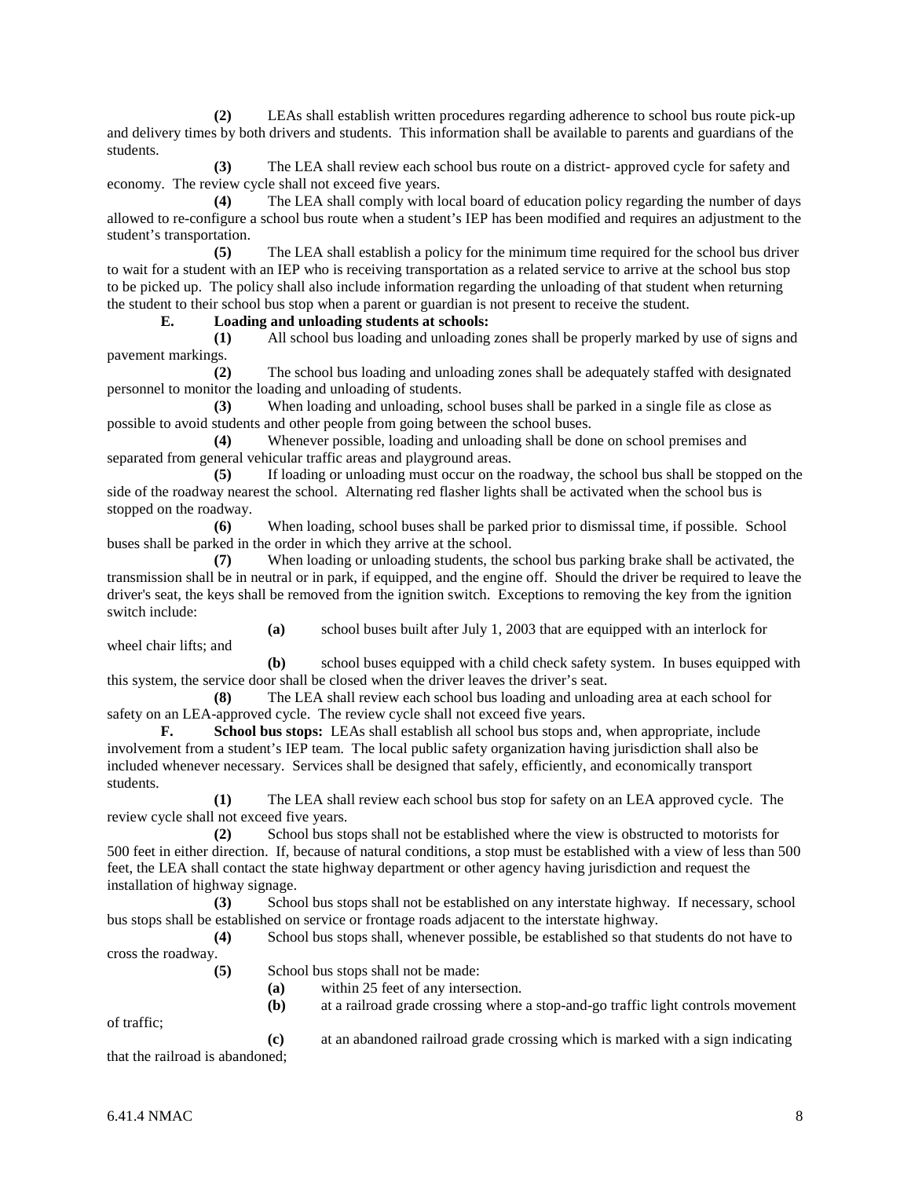**(2)** LEAs shall establish written procedures regarding adherence to school bus route pick-up and delivery times by both drivers and students. This information shall be available to parents and guardians of the students.

**(3)** The LEA shall review each school bus route on a district- approved cycle for safety and economy. The review cycle shall not exceed five years.

**(4)** The LEA shall comply with local board of education policy regarding the number of days allowed to re-configure a school bus route when a student's IEP has been modified and requires an adjustment to the student's transportation.

**(5)** The LEA shall establish a policy for the minimum time required for the school bus driver to wait for a student with an IEP who is receiving transportation as a related service to arrive at the school bus stop to be picked up. The policy shall also include information regarding the unloading of that student when returning the student to their school bus stop when a parent or guardian is not present to receive the student.

**E. Loading and unloading students at schools:**

**(1)** All school bus loading and unloading zones shall be properly marked by use of signs and pavement markings.

**(2)** The school bus loading and unloading zones shall be adequately staffed with designated personnel to monitor the loading and unloading of students.

**(3)** When loading and unloading, school buses shall be parked in a single file as close as possible to avoid students and other people from going between the school buses.

**(4)** Whenever possible, loading and unloading shall be done on school premises and separated from general vehicular traffic areas and playground areas.

**(5)** If loading or unloading must occur on the roadway, the school bus shall be stopped on the side of the roadway nearest the school. Alternating red flasher lights shall be activated when the school bus is stopped on the roadway.

**(6)** When loading, school buses shall be parked prior to dismissal time, if possible. School buses shall be parked in the order in which they arrive at the school.

**(7)** When loading or unloading students, the school bus parking brake shall be activated, the transmission shall be in neutral or in park, if equipped, and the engine off. Should the driver be required to leave the driver's seat, the keys shall be removed from the ignition switch. Exceptions to removing the key from the ignition switch include:

**(a)** school buses built after July 1, 2003 that are equipped with an interlock for wheel chair lifts; and

**(b)** school buses equipped with a child check safety system. In buses equipped with this system, the service door shall be closed when the driver leaves the driver's seat.

**(8)** The LEA shall review each school bus loading and unloading area at each school for safety on an LEA-approved cycle. The review cycle shall not exceed five years.

**F. School bus stops:** LEAs shall establish all school bus stops and, when appropriate, include involvement from a student's IEP team. The local public safety organization having jurisdiction shall also be included whenever necessary. Services shall be designed that safely, efficiently, and economically transport students.

**(1)** The LEA shall review each school bus stop for safety on an LEA approved cycle. The review cycle shall not exceed five years.

**(2)** School bus stops shall not be established where the view is obstructed to motorists for 500 feet in either direction. If, because of natural conditions, a stop must be established with a view of less than 500 feet, the LEA shall contact the state highway department or other agency having jurisdiction and request the installation of highway signage.

**(3)** School bus stops shall not be established on any interstate highway. If necessary, school bus stops shall be established on service or frontage roads adjacent to the interstate highway.

**(4)** School bus stops shall, whenever possible, be established so that students do not have to cross the roadway.

**(5)** School bus stops shall not be made:

**(a)** within 25 feet of any intersection.

**(b)** at a railroad grade crossing where a stop-and-go traffic light controls movement of traffic;

**(c)** at an abandoned railroad grade crossing which is marked with a sign indicating that the railroad is abandoned;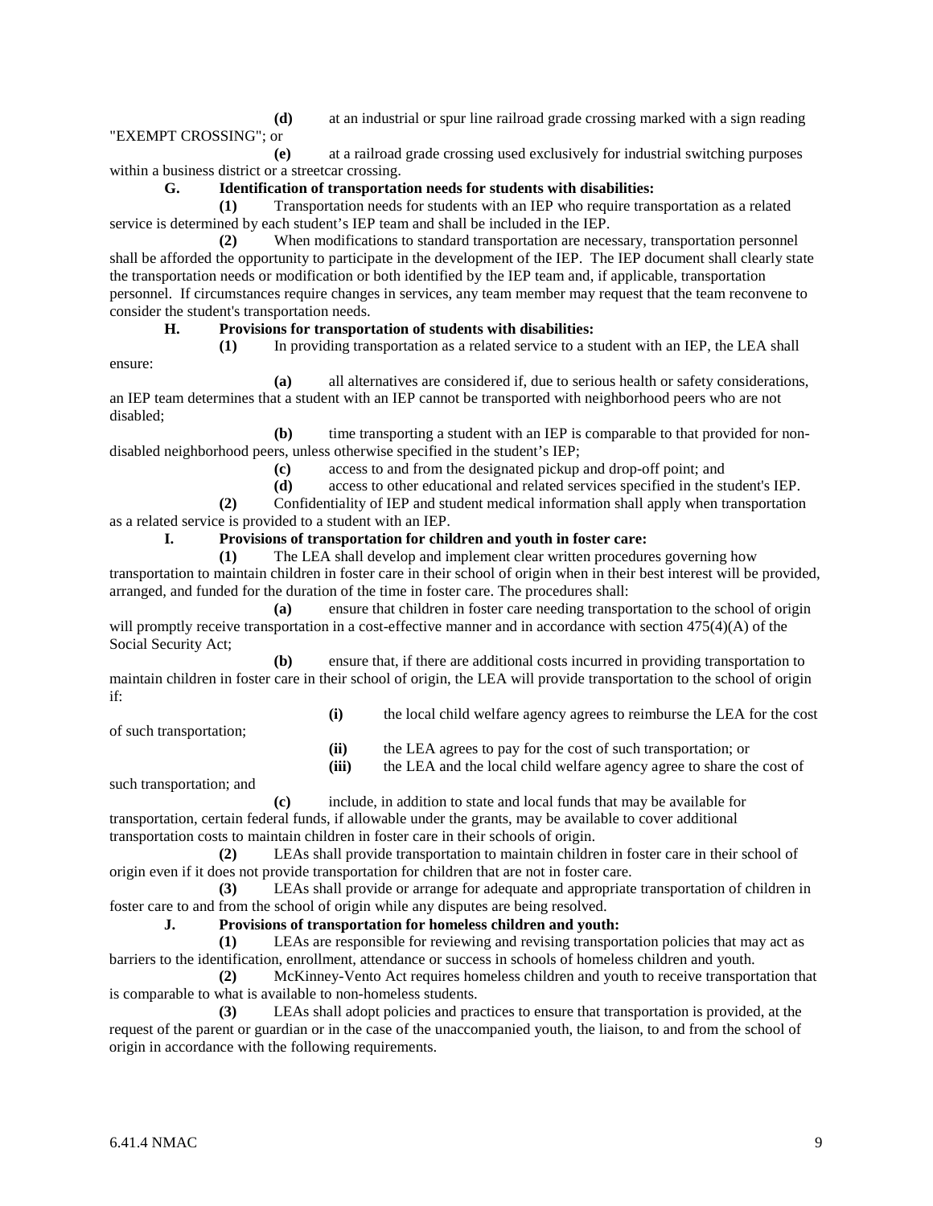**(d)** at an industrial or spur line railroad grade crossing marked with a sign reading "EXEMPT CROSSING"; or

**(e)** at a railroad grade crossing used exclusively for industrial switching purposes within a business district or a streetcar crossing.

**G. Identification of transportation needs for students with disabilities:**

**(1)** Transportation needs for students with an IEP who require transportation as a related service is determined by each student's IEP team and shall be included in the IEP.

**(2)** When modifications to standard transportation are necessary, transportation personnel shall be afforded the opportunity to participate in the development of the IEP. The IEP document shall clearly state the transportation needs or modification or both identified by the IEP team and, if applicable, transportation personnel. If circumstances require changes in services, any team member may request that the team reconvene to consider the student's transportation needs.

**H. Provisions for transportation of students with disabilities:**

**(1)** In providing transportation as a related service to a student with an IEP, the LEA shall ensure:

**(a)** all alternatives are considered if, due to serious health or safety considerations, an IEP team determines that a student with an IEP cannot be transported with neighborhood peers who are not disabled;

**(b)** time transporting a student with an IEP is comparable to that provided for non-disabled neighborhood peers, unless otherwise specified in the student's IEP;

**(c)** access to and from the designated pickup and drop-off point; and

**(d)** access to other educational and related services specified in the student's IEP.

**(2)** Confidentiality of IEP and student medical information shall apply when transportation as a related service is provided to a student with an IEP.

**I. Provisions of transportation for children and youth in foster care:**

**(1)** The LEA shall develop and implement clear written procedures governing how transportation to maintain children in foster care in their school of origin when in their best interest will be provided, arranged, and funded for the duration of the time in foster care. The procedures shall:

**(a)** ensure that children in foster care needing transportation to the school of origin will promptly receive transportation in a cost-effective manner and in accordance with section 475(4)(A) of the Social Security Act;

**(b)** ensure that, if there are additional costs incurred in providing transportation to maintain children in foster care in their school of origin, the LEA will provide transportation to the school of origin if:

**(i)** the local child welfare agency agrees to reimburse the LEA for the cost of such transportation;

**(ii)** the LEA agrees to pay for the cost of such transportation; or

**(iii)** the LEA and the local child welfare agency agree to share the cost of such transportation; and

**(c)** include, in addition to state and local funds that may be available for transportation, certain federal funds, if allowable under the grants, may be available to cover additional transportation costs to maintain children in foster care in their schools of origin.

**(2)** LEAs shall provide transportation to maintain children in foster care in their school of origin even if it does not provide transportation for children that are not in foster care.

**(3)** LEAs shall provide or arrange for adequate and appropriate transportation of children in foster care to and from the school of origin while any disputes are being resolved.

**J. Provisions of transportation for homeless children and youth:**

**(1)** LEAs are responsible for reviewing and revising transportation policies that may act as barriers to the identification, enrollment, attendance or success in schools of homeless children and youth.

**(2)** McKinney-Vento Act requires homeless children and youth to receive transportation that is comparable to what is available to non-homeless students.

**(3)** LEAs shall adopt policies and practices to ensure that transportation is provided, at the request of the parent or guardian or in the case of the unaccompanied youth, the liaison, to and from the school of origin in accordance with the following requirements.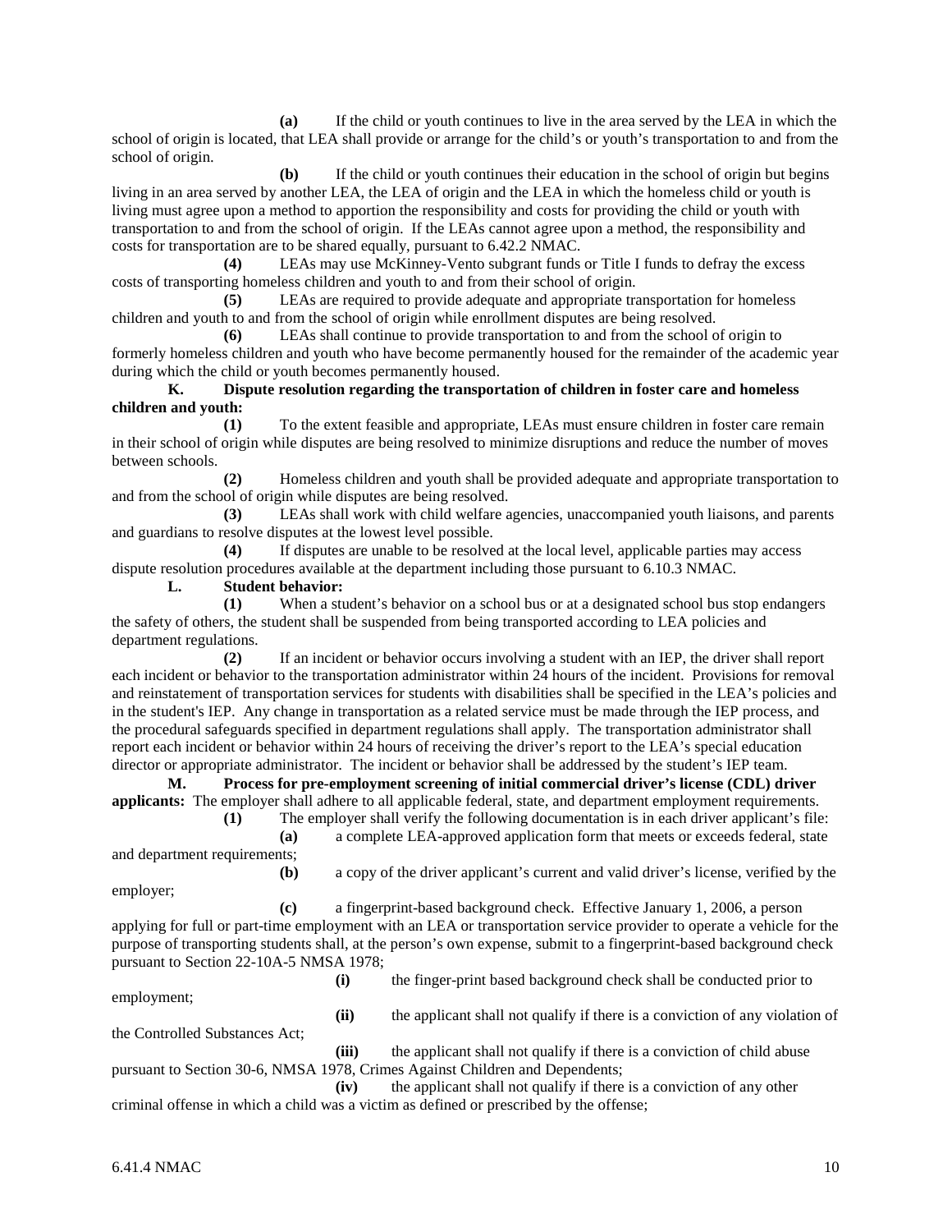**(a)** If the child or youth continues to live in the area served by the LEA in which the school of origin is located, that LEA shall provide or arrange for the child's or youth's transportation to and from the school of origin.

**(b)** If the child or youth continues their education in the school of origin but begins living in an area served by another LEA, the LEA of origin and the LEA in which the homeless child or youth is living must agree upon a method to apportion the responsibility and costs for providing the child or youth with transportation to and from the school of origin. If the LEAs cannot agree upon a method, the responsibility and costs for transportation are to be shared equally, pursuant to 6.42.2 NMAC.

**(4)** LEAs may use McKinney-Vento subgrant funds or Title I funds to defray the excess costs of transporting homeless children and youth to and from their school of origin.

**(5)** LEAs are required to provide adequate and appropriate transportation for homeless children and youth to and from the school of origin while enrollment disputes are being resolved.

**(6)** LEAs shall continue to provide transportation to and from the school of origin to formerly homeless children and youth who have become permanently housed for the remainder of the academic year during which the child or youth becomes permanently housed.

**K. Dispute resolution regarding the transportation of children in foster care and homeless children and youth:**

**(1)** To the extent feasible and appropriate, LEAs must ensure children in foster care remain in their school of origin while disputes are being resolved to minimize disruptions and reduce the number of moves between schools.

**(2)** Homeless children and youth shall be provided adequate and appropriate transportation to and from the school of origin while disputes are being resolved.

**(3)** LEAs shall work with child welfare agencies, unaccompanied youth liaisons, and parents and guardians to resolve disputes at the lowest level possible.

**(4)** If disputes are unable to be resolved at the local level, applicable parties may access dispute resolution procedures available at the department including those pursuant to 6.10.3 NMAC.

**L. Student behavior:**

**(1)** When a student's behavior on a school bus or at a designated school bus stop endangers the safety of others, the student shall be suspended from being transported according to LEA policies and department regulations.

**(2)** If an incident or behavior occurs involving a student with an IEP, the driver shall report each incident or behavior to the transportation administrator within 24 hours of the incident. Provisions for removal and reinstatement of transportation services for students with disabilities shall be specified in the LEA's policies and in the student's IEP. Any change in transportation as a related service must be made through the IEP process, and the procedural safeguards specified in department regulations shall apply. The transportation administrator shall report each incident or behavior within 24 hours of receiving the driver's report to the LEA's special education director or appropriate administrator. The incident or behavior shall be addressed by the student's IEP team.

**M. Process for pre-employment screening of initial commercial driver's license (CDL) driver applicants:** The employer shall adhere to all applicable federal, state, and department employment requirements.

**(1)** The employer shall verify the following documentation is in each driver applicant's file:

**(a)** a complete LEA-approved application form that meets or exceeds federal, state and department requirements;

**(b)** a copy of the driver applicant's current and valid driver's license, verified by the employer;

**(c)** a fingerprint-based background check. Effective January 1, 2006, a person applying for full or part-time employment with an LEA or transportation service provider to operate a vehicle for the purpose of transporting students shall, at the person's own expense, submit to a fingerprint-based background check pursuant to Section 22-10A-5 NMSA 1978;

**(i)** the finger-print based background check shall be conducted prior to employment;

**(ii)** the applicant shall not qualify if there is a conviction of any violation of the Controlled Substances Act;

**(iii)** the applicant shall not qualify if there is a conviction of child abuse pursuant to Section 30-6, NMSA 1978, Crimes Against Children and Dependents;

**(iv)** the applicant shall not qualify if there is a conviction of any other criminal offense in which a child was a victim as defined or prescribed by the offense;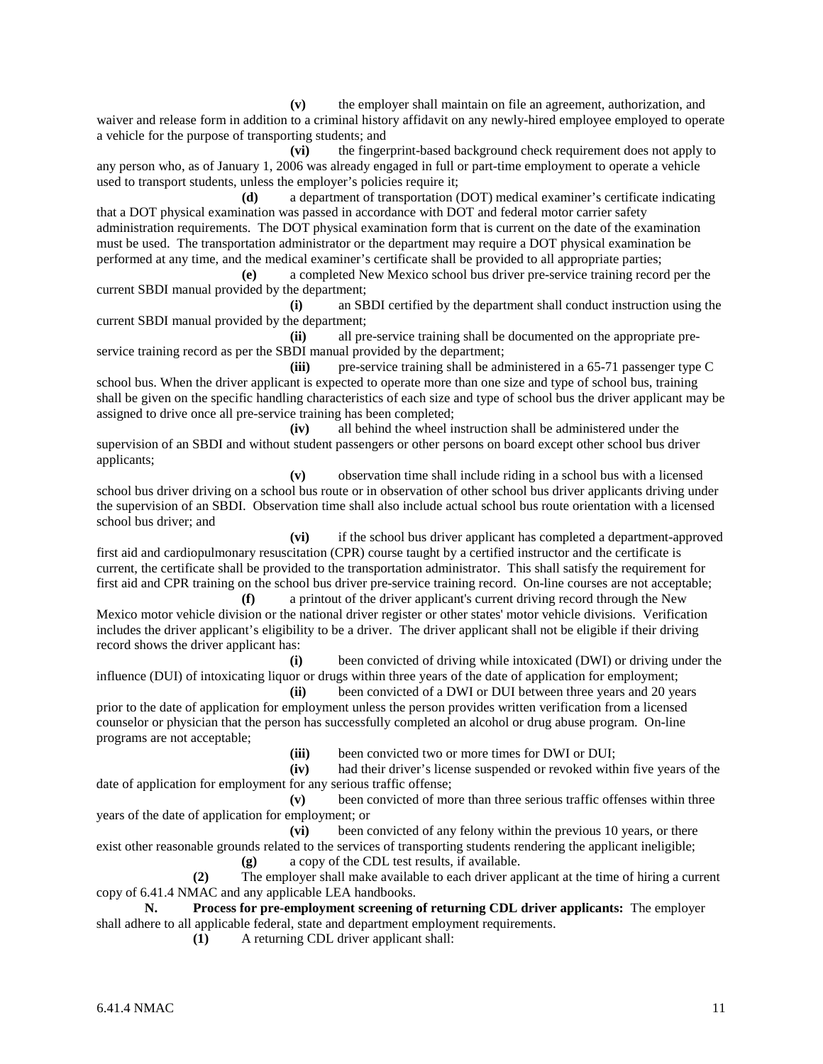**(v)** the employer shall maintain on file an agreement, authorization, and waiver and release form in addition to a criminal history affidavit on any newly-hired employee employed to operate a vehicle for the purpose of transporting students; and

**(vi)** the fingerprint-based background check requirement does not apply to any person who, as of January 1, 2006 was already engaged in full or part-time employment to operate a vehicle used to transport students, unless the employer's policies require it;

**(d)** a department of transportation (DOT) medical examiner's certificate indicating that a DOT physical examination was passed in accordance with DOT and federal motor carrier safety administration requirements. The DOT physical examination form that is current on the date of the examination must be used. The transportation administrator or the department may require a DOT physical examination be performed at any time, and the medical examiner's certificate shall be provided to all appropriate parties;

**(e)** a completed New Mexico school bus driver pre-service training record per the current SBDI manual provided by the department;

**(i)** an SBDI certified by the department shall conduct instruction using the current SBDI manual provided by the department;

**(ii)** all pre-service training shall be documented on the appropriate pre-service training record as per the SBDI manual provided by the department;

**(iii)** pre-service training shall be administered in a 65-71 passenger type C school bus. When the driver applicant is expected to operate more than one size and type of school bus, training shall be given on the specific handling characteristics of each size and type of school bus the driver applicant may be assigned to drive once all pre-service training has been completed;

**(iv)** all behind the wheel instruction shall be administered under the supervision of an SBDI and without student passengers or other persons on board except other school bus driver applicants;

**(v)** observation time shall include riding in a school bus with a licensed school bus driver driving on a school bus route or in observation of other school bus driver applicants driving under the supervision of an SBDI. Observation time shall also include actual school bus route orientation with a licensed school bus driver; and

**(vi)** if the school bus driver applicant has completed a department-approved first aid and cardiopulmonary resuscitation (CPR) course taught by a certified instructor and the certificate is current, the certificate shall be provided to the transportation administrator. This shall satisfy the requirement for first aid and CPR training on the school bus driver pre-service training record. On-line courses are not acceptable;

**(f)** a printout of the driver applicant's current driving record through the New Mexico motor vehicle division or the national driver register or other states' motor vehicle divisions. Verification includes the driver applicant's eligibility to be a driver. The driver applicant shall not be eligible if their driving record shows the driver applicant has:

**(i)** been convicted of driving while intoxicated (DWI) or driving under the influence (DUI) of intoxicating liquor or drugs within three years of the date of application for employment;

**(ii)** been convicted of a DWI or DUI between three years and 20 years prior to the date of application for employment unless the person provides written verification from a licensed counselor or physician that the person has successfully completed an alcohol or drug abuse program. On-line programs are not acceptable;

**(iii)** been convicted two or more times for DWI or DUI;

**(iv)** had their driver's license suspended or revoked within five years of the date of application for employment for any serious traffic offense;

**(v)** been convicted of more than three serious traffic offenses within three years of the date of application for employment; or

**(vi)** been convicted of any felony within the previous 10 years, or there exist other reasonable grounds related to the services of transporting students rendering the applicant ineligible;

**(g)** a copy of the CDL test results, if available.

**(2)** The employer shall make available to each driver applicant at the time of hiring a current copy of 6.41.4 NMAC and any applicable LEA handbooks.

**N. Process for pre-employment screening of returning CDL driver applicants:** The employer shall adhere to all applicable federal, state and department employment requirements.

**(1)** A returning CDL driver applicant shall: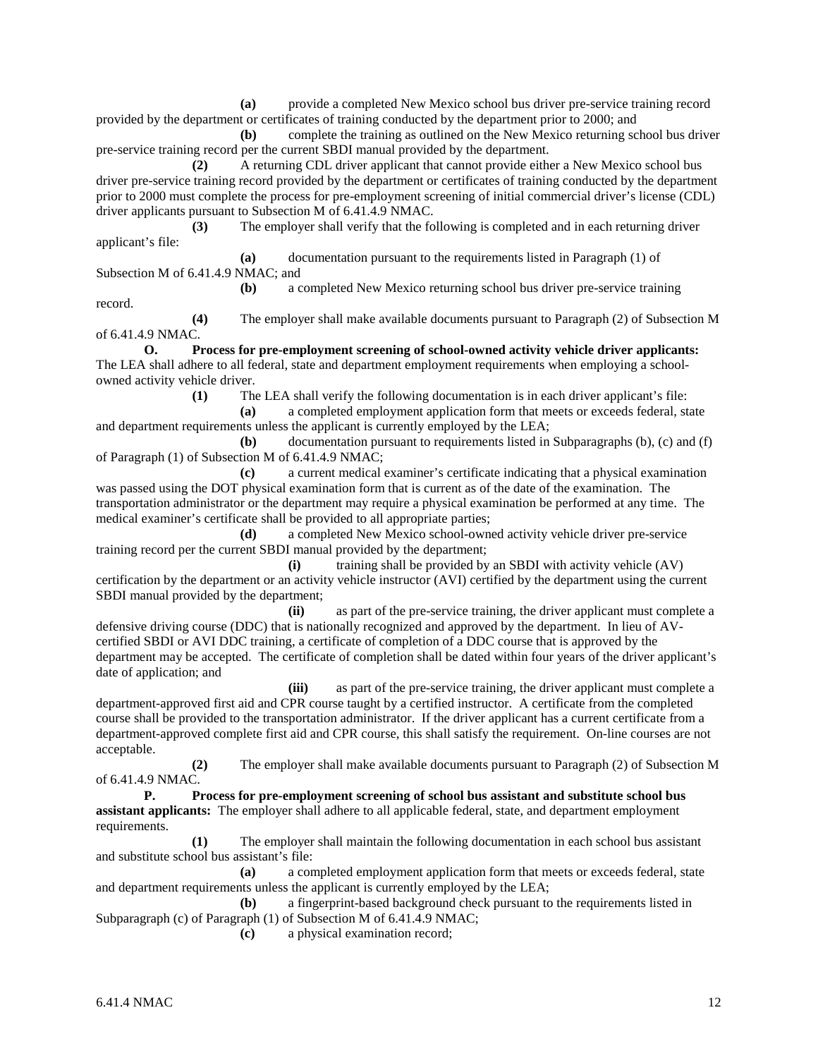**(a)** provide a completed New Mexico school bus driver pre-service training record provided by the department or certificates of training conducted by the department prior to 2000; and

**(b)** complete the training as outlined on the New Mexico returning school bus driver pre-service training record per the current SBDI manual provided by the department.

**(2)** A returning CDL driver applicant that cannot provide either a New Mexico school bus driver pre-service training record provided by the department or certificates of training conducted by the department prior to 2000 must complete the process for pre-employment screening of initial commercial driver's license (CDL) driver applicants pursuant to Subsection M of 6.41.4.9 NMAC.

**(3)** The employer shall verify that the following is completed and in each returning driver applicant's file:

**(a)** documentation pursuant to the requirements listed in Paragraph (1) of Subsection M of 6.41.4.9 NMAC; and

**(b)** a completed New Mexico returning school bus driver pre-service training record.

**(4)** The employer shall make available documents pursuant to Paragraph (2) of Subsection M of 6.41.4.9 NMAC.

**O. Process for pre-employment screening of school-owned activity vehicle driver applicants:** The LEA shall adhere to all federal, state and department employment requirements when employing a school-owned activity vehicle driver.

**(1)** The LEA shall verify the following documentation is in each driver applicant's file:

**(a)** a completed employment application form that meets or exceeds federal, state and department requirements unless the applicant is currently employed by the LEA;

**(b)** documentation pursuant to requirements listed in Subparagraphs (b), (c) and (f) of Paragraph (1) of Subsection M of 6.41.4.9 NMAC;

**(c)** a current medical examiner's certificate indicating that a physical examination was passed using the DOT physical examination form that is current as of the date of the examination. The transportation administrator or the department may require a physical examination be performed at any time. The medical examiner's certificate shall be provided to all appropriate parties;

**(d)** a completed New Mexico school-owned activity vehicle driver pre-service training record per the current SBDI manual provided by the department;

**(i)** training shall be provided by an SBDI with activity vehicle (AV) certification by the department or an activity vehicle instructor (AVI) certified by the department using the current SBDI manual provided by the department;

**(ii)** as part of the pre-service training, the driver applicant must complete a defensive driving course (DDC) that is nationally recognized and approved by the department. In lieu of AV-certified SBDI or AVI DDC training, a certificate of completion of a DDC course that is approved by the department may be accepted. The certificate of completion shall be dated within four years of the driver applicant's date of application; and

**(iii)** as part of the pre-service training, the driver applicant must complete a department-approved first aid and CPR course taught by a certified instructor. A certificate from the completed course shall be provided to the transportation administrator. If the driver applicant has a current certificate from a department-approved complete first aid and CPR course, this shall satisfy the requirement. On-line courses are not acceptable.

**(2)** The employer shall make available documents pursuant to Paragraph (2) of Subsection M of 6.41.4.9 NMAC.

**P. Process for pre-employment screening of school bus assistant and substitute school bus assistant applicants:** The employer shall adhere to all applicable federal, state, and department employment requirements.

**(1)** The employer shall maintain the following documentation in each school bus assistant and substitute school bus assistant's file:

**(a)** a completed employment application form that meets or exceeds federal, state and department requirements unless the applicant is currently employed by the LEA;

**(b)** a fingerprint-based background check pursuant to the requirements listed in Subparagraph (c) of Paragraph (1) of Subsection M of 6.41.4.9 NMAC;

**(c)** a physical examination record;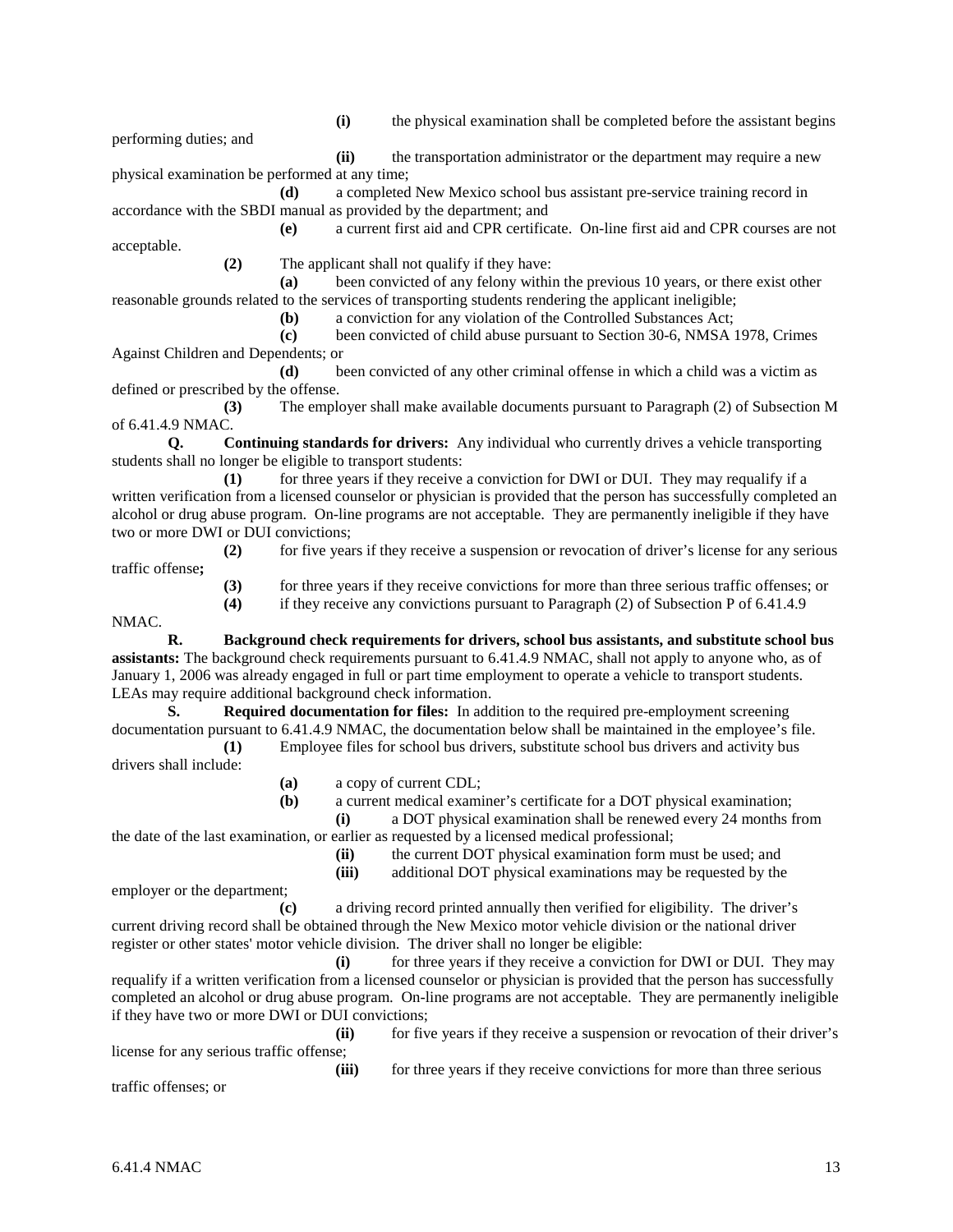**(i)** the physical examination shall be completed before the assistant begins performing duties; and

**(ii)** the transportation administrator or the department may require a new physical examination be performed at any time;

**(d)** a completed New Mexico school bus assistant pre-service training record in accordance with the SBDI manual as provided by the department; and

**(e)** a current first aid and CPR certificate. On-line first aid and CPR courses are not acceptable.

**(2)** The applicant shall not qualify if they have:

**(a)** been convicted of any felony within the previous 10 years, or there exist other reasonable grounds related to the services of transporting students rendering the applicant ineligible;

**(b)** a conviction for any violation of the Controlled Substances Act;

**(c)** been convicted of child abuse pursuant to Section 30-6, NMSA 1978, Crimes Against Children and Dependents; or

**(d)** been convicted of any other criminal offense in which a child was a victim as defined or prescribed by the offense.

**(3)** The employer shall make available documents pursuant to Paragraph (2) of Subsection M of 6.41.4.9 NMAC.

**Q. Continuing standards for drivers:** Any individual who currently drives a vehicle transporting students shall no longer be eligible to transport students:

**(1)** for three years if they receive a conviction for DWI or DUI. They may requalify if a written verification from a licensed counselor or physician is provided that the person has successfully completed an alcohol or drug abuse program. On-line programs are not acceptable. They are permanently ineligible if they have two or more DWI or DUI convictions;

**(2)** for five years if they receive a suspension or revocation of driver's license for any serious traffic offense**;**

**(3)** for three years if they receive convictions for more than three serious traffic offenses; or

**(4)** if they receive any convictions pursuant to Paragraph (2) of Subsection P of 6.41.4.9 NMAC.

**R. Background check requirements for drivers, school bus assistants, and substitute school bus assistants:** The background check requirements pursuant to 6.41.4.9 NMAC, shall not apply to anyone who, as of January 1, 2006 was already engaged in full or part time employment to operate a vehicle to transport students. LEAs may require additional background check information.

**S. Required documentation for files:** In addition to the required pre-employment screening documentation pursuant to 6.41.4.9 NMAC, the documentation below shall be maintained in the employee's file.

**(1)** Employee files for school bus drivers, substitute school bus drivers and activity bus drivers shall include:

**(a)** a copy of current CDL;

**(b)** a current medical examiner's certificate for a DOT physical examination;

**(i)** a DOT physical examination shall be renewed every 24 months from the date of the last examination, or earlier as requested by a licensed medical professional;

**(ii)** the current DOT physical examination form must be used; and

**(iii)** additional DOT physical examinations may be requested by the employer or the department;

**(c)** a driving record printed annually then verified for eligibility. The driver's current driving record shall be obtained through the New Mexico motor vehicle division or the national driver register or other states' motor vehicle division. The driver shall no longer be eligible:

**(i)** for three years if they receive a conviction for DWI or DUI. They may requalify if a written verification from a licensed counselor or physician is provided that the person has successfully completed an alcohol or drug abuse program. On-line programs are not acceptable. They are permanently ineligible if they have two or more DWI or DUI convictions;

**(ii)** for five years if they receive a suspension or revocation of their driver's license for any serious traffic offense;

**(iii)** for three years if they receive convictions for more than three serious traffic offenses; or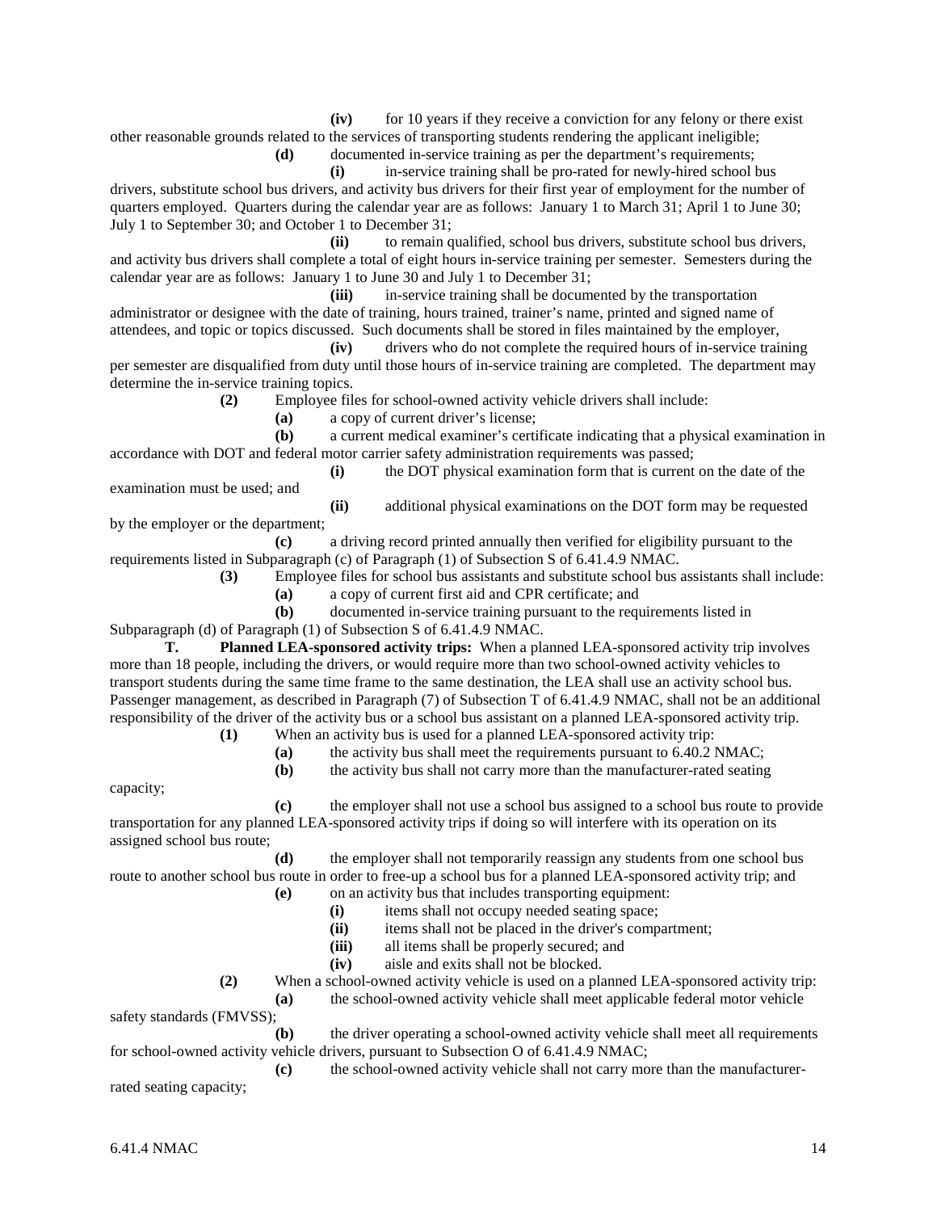**(iv)** for 10 years if they receive a conviction for any felony or there exist other reasonable grounds related to the services of transporting students rendering the applicant ineligible;

**(d)** documented in-service training as per the department's requirements;

**(i)** in-service training shall be pro-rated for newly-hired school bus drivers, substitute school bus drivers, and activity bus drivers for their first year of employment for the number of quarters employed. Quarters during the calendar year are as follows: January 1 to March 31; April 1 to June 30; July 1 to September 30; and October 1 to December 31;

**(ii)** to remain qualified, school bus drivers, substitute school bus drivers, and activity bus drivers shall complete a total of eight hours in-service training per semester. Semesters during the calendar year are as follows: January 1 to June 30 and July 1 to December 31;

**(iii)** in-service training shall be documented by the transportation administrator or designee with the date of training, hours trained, trainer's name, printed and signed name of attendees, and topic or topics discussed. Such documents shall be stored in files maintained by the employer,

**(iv)** drivers who do not complete the required hours of in-service training per semester are disqualified from duty until those hours of in-service training are completed. The department may determine the in-service training topics.

**(2)** Employee files for school-owned activity vehicle drivers shall include:

**(a)** a copy of current driver's license;

**(b)** a current medical examiner's certificate indicating that a physical examination in accordance with DOT and federal motor carrier safety administration requirements was passed;

**(i)** the DOT physical examination form that is current on the date of the examination must be used; and

**(ii)** additional physical examinations on the DOT form may be requested by the employer or the department;

**(c)** a driving record printed annually then verified for eligibility pursuant to the requirements listed in Subparagraph (c) of Paragraph (1) of Subsection S of 6.41.4.9 NMAC.

**(3)** Employee files for school bus assistants and substitute school bus assistants shall include:

**(a)** a copy of current first aid and CPR certificate; and

**(b)** documented in-service training pursuant to the requirements listed in Subparagraph (d) of Paragraph (1) of Subsection S of 6.41.4.9 NMAC.

**T. Planned LEA-sponsored activity trips:** When a planned LEA-sponsored activity trip involves more than 18 people, including the drivers, or would require more than two school-owned activity vehicles to transport students during the same time frame to the same destination, the LEA shall use an activity school bus. Passenger management, as described in Paragraph (7) of Subsection T of 6.41.4.9 NMAC, shall not be an additional responsibility of the driver of the activity bus or a school bus assistant on a planned LEA-sponsored activity trip.

**(1)** When an activity bus is used for a planned LEA-sponsored activity trip:

**(a)** the activity bus shall meet the requirements pursuant to 6.40.2 NMAC;

**(b)** the activity bus shall not carry more than the manufacturer-rated seating capacity;

**(c)** the employer shall not use a school bus assigned to a school bus route to provide transportation for any planned LEA-sponsored activity trips if doing so will interfere with its operation on its assigned school bus route;

**(d)** the employer shall not temporarily reassign any students from one school bus route to another school bus route in order to free-up a school bus for a planned LEA-sponsored activity trip; and

**(e)** on an activity bus that includes transporting equipment:

**(i)** items shall not occupy needed seating space;

**(ii)** items shall not be placed in the driver's compartment;

**(iii)** all items shall be properly secured; and

**(iv)** aisle and exits shall not be blocked.

**(2)** When a school-owned activity vehicle is used on a planned LEA-sponsored activity trip:

**(a)** the school-owned activity vehicle shall meet applicable federal motor vehicle safety standards (FMVSS);

**(b)** the driver operating a school-owned activity vehicle shall meet all requirements for school-owned activity vehicle drivers, pursuant to Subsection O of 6.41.4.9 NMAC;

**(c)** the school-owned activity vehicle shall not carry more than the manufacturer-rated seating capacity;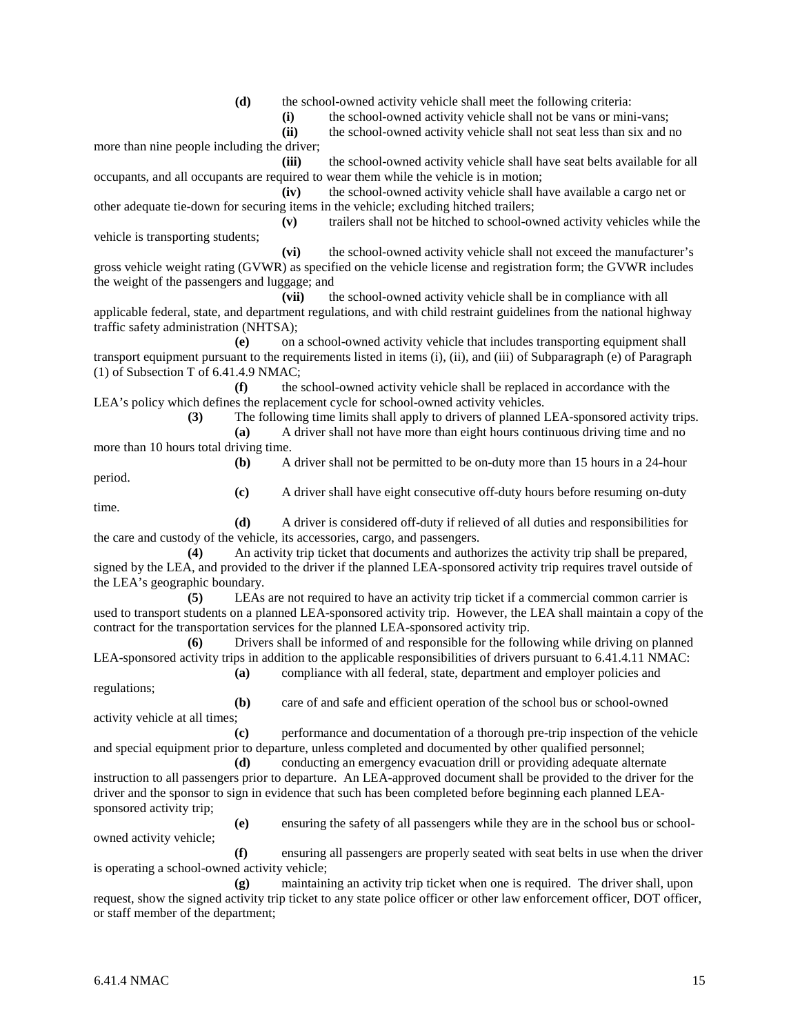**(d)** the school-owned activity vehicle shall meet the following criteria:

**(i)** the school-owned activity vehicle shall not be vans or mini-vans;

**(ii)** the school-owned activity vehicle shall not seat less than six and no more than nine people including the driver;

**(iii)** the school-owned activity vehicle shall have seat belts available for all occupants, and all occupants are required to wear them while the vehicle is in motion;

**(iv)** the school-owned activity vehicle shall have available a cargo net or other adequate tie-down for securing items in the vehicle; excluding hitched trailers;

**(v)** trailers shall not be hitched to school-owned activity vehicles while the vehicle is transporting students;

**(vi)** the school-owned activity vehicle shall not exceed the manufacturer's gross vehicle weight rating (GVWR) as specified on the vehicle license and registration form; the GVWR includes the weight of the passengers and luggage; and

**(vii)** the school-owned activity vehicle shall be in compliance with all applicable federal, state, and department regulations, and with child restraint guidelines from the national highway traffic safety administration (NHTSA);

**(e)** on a school-owned activity vehicle that includes transporting equipment shall transport equipment pursuant to the requirements listed in items (i), (ii), and (iii) of Subparagraph (e) of Paragraph (1) of Subsection T of 6.41.4.9 NMAC;

**(f)** the school-owned activity vehicle shall be replaced in accordance with the LEA's policy which defines the replacement cycle for school-owned activity vehicles.

**(3)** The following time limits shall apply to drivers of planned LEA-sponsored activity trips.

**(a)** A driver shall not have more than eight hours continuous driving time and no more than 10 hours total driving time.

**(b)** A driver shall not be permitted to be on-duty more than 15 hours in a 24-hour period.

**(c)** A driver shall have eight consecutive off-duty hours before resuming on-duty time.

**(d)** A driver is considered off-duty if relieved of all duties and responsibilities for the care and custody of the vehicle, its accessories, cargo, and passengers.

**(4)** An activity trip ticket that documents and authorizes the activity trip shall be prepared, signed by the LEA, and provided to the driver if the planned LEA-sponsored activity trip requires travel outside of the LEA's geographic boundary.

**(5)** LEAs are not required to have an activity trip ticket if a commercial common carrier is used to transport students on a planned LEA-sponsored activity trip. However, the LEA shall maintain a copy of the contract for the transportation services for the planned LEA-sponsored activity trip.

**(6)** Drivers shall be informed of and responsible for the following while driving on planned LEA-sponsored activity trips in addition to the applicable responsibilities of drivers pursuant to 6.41.4.11 NMAC:

**(a)** compliance with all federal, state, department and employer policies and regulations;

**(b)** care of and safe and efficient operation of the school bus or school-owned activity vehicle at all times;

**(c)** performance and documentation of a thorough pre-trip inspection of the vehicle and special equipment prior to departure, unless completed and documented by other qualified personnel;

**(d)** conducting an emergency evacuation drill or providing adequate alternate instruction to all passengers prior to departure. An LEA-approved document shall be provided to the driver for the driver and the sponsor to sign in evidence that such has been completed before beginning each planned LEA-sponsored activity trip;

**(e)** ensuring the safety of all passengers while they are in the school bus or school-owned activity vehicle;

**(f)** ensuring all passengers are properly seated with seat belts in use when the driver is operating a school-owned activity vehicle;

**(g)** maintaining an activity trip ticket when one is required. The driver shall, upon request, show the signed activity trip ticket to any state police officer or other law enforcement officer, DOT officer, or staff member of the department;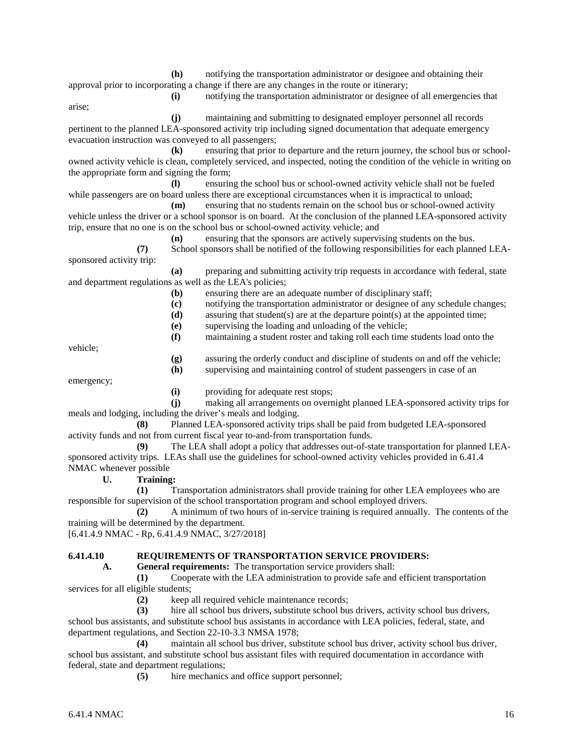**(h)** notifying the transportation administrator or designee and obtaining their approval prior to incorporating a change if there are any changes in the route or itinerary;

**(i)** notifying the transportation administrator or designee of all emergencies that arise;

**(j)** maintaining and submitting to designated employer personnel all records pertinent to the planned LEA-sponsored activity trip including signed documentation that adequate emergency evacuation instruction was conveyed to all passengers;

**(k)** ensuring that prior to departure and the return journey, the school bus or school-owned activity vehicle is clean, completely serviced, and inspected, noting the condition of the vehicle in writing on the appropriate form and signing the form;

**(l)** ensuring the school bus or school-owned activity vehicle shall not be fueled while passengers are on board unless there are exceptional circumstances when it is impractical to unload;

**(m)** ensuring that no students remain on the school bus or school-owned activity vehicle unless the driver or a school sponsor is on board. At the conclusion of the planned LEA-sponsored activity trip, ensure that no one is on the school bus or school-owned activity vehicle; and

**(n)** ensuring that the sponsors are actively supervising students on the bus.

**(7)** School sponsors shall be notified of the following responsibilities for each planned LEA-sponsored activity trip:

**(a)** preparing and submitting activity trip requests in accordance with federal, state and department regulations as well as the LEA's policies;

**(b)** ensuring there are an adequate number of disciplinary staff;

**(c)** notifying the transportation administrator or designee of any schedule changes;

**(d)** assuring that student(s) are at the departure point(s) at the appointed time;

**(e)** supervising the loading and unloading of the vehicle;

**(f)** maintaining a student roster and taking roll each time students load onto the vehicle;

**(g)** assuring the orderly conduct and discipline of students on and off the vehicle;

**(h)** supervising and maintaining control of student passengers in case of an emergency;

**(i)** providing for adequate rest stops;

**(j)** making all arrangements on overnight planned LEA-sponsored activity trips for meals and lodging, including the driver's meals and lodging.

**(8)** Planned LEA-sponsored activity trips shall be paid from budgeted LEA-sponsored activity funds and not from current fiscal year to-and-from transportation funds.

**(9)** The LEA shall adopt a policy that addresses out-of-state transportation for planned LEA-sponsored activity trips. LEAs shall use the guidelines for school-owned activity vehicles provided in 6.41.4 NMAC whenever possible

**U. Training:**

**(1)** Transportation administrators shall provide training for other LEA employees who are responsible for supervision of the school transportation program and school employed drivers.

**(2)** A minimum of two hours of in-service training is required annually. The contents of the training will be determined by the department.

[6.41.4.9 NMAC - Rp, 6.41.4.9 NMAC, 3/27/2018]

## 6.41.4.10 REQUIREMENTS OF TRANSPORTATION SERVICE PROVIDERS:

**A. General requirements:** The transportation service providers shall:

**(1)** Cooperate with the LEA administration to provide safe and efficient transportation services for all eligible students;

**(2)** keep all required vehicle maintenance records;

**(3)** hire all school bus drivers, substitute school bus drivers, activity school bus drivers, school bus assistants, and substitute school bus assistants in accordance with LEA policies, federal, state, and department regulations, and Section 22-10-3.3 NMSA 1978;

**(4)** maintain all school bus driver, substitute school bus driver, activity school bus driver, school bus assistant, and substitute school bus assistant files with required documentation in accordance with federal, state and department regulations;

**(5)** hire mechanics and office support personnel;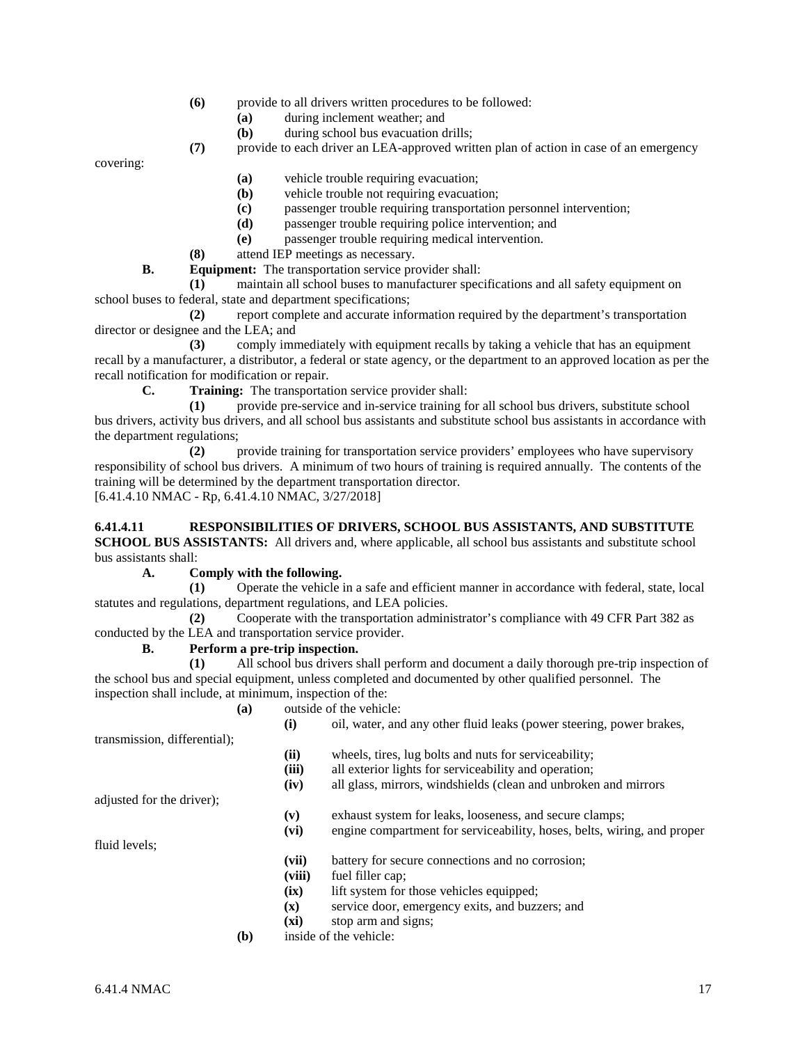**(6)** provide to all drivers written procedures to be followed:

**(a)** during inclement weather; and

**(b)** during school bus evacuation drills;

**(7)** provide to each driver an LEA-approved written plan of action in case of an emergency covering:

**(a)** vehicle trouble requiring evacuation;

**(b)** vehicle trouble not requiring evacuation;

**(c)** passenger trouble requiring transportation personnel intervention;

**(d)** passenger trouble requiring police intervention; and

**(e)** passenger trouble requiring medical intervention.

**(8)** attend IEP meetings as necessary.

**B. Equipment:** The transportation service provider shall:

**(1)** maintain all school buses to manufacturer specifications and all safety equipment on school buses to federal, state and department specifications;

**(2)** report complete and accurate information required by the department's transportation director or designee and the LEA; and

**(3)** comply immediately with equipment recalls by taking a vehicle that has an equipment recall by a manufacturer, a distributor, a federal or state agency, or the department to an approved location as per the recall notification for modification or repair.

**C. Training:** The transportation service provider shall:

**(1)** provide pre-service and in-service training for all school bus drivers, substitute school bus drivers, activity bus drivers, and all school bus assistants and substitute school bus assistants in accordance with the department regulations;

**(2)** provide training for transportation service providers' employees who have supervisory responsibility of school bus drivers. A minimum of two hours of training is required annually. The contents of the training will be determined by the department transportation director.

[6.41.4.10 NMAC - Rp, 6.41.4.10 NMAC, 3/27/2018]

**6.41.4.11 RESPONSIBILITIES OF DRIVERS, SCHOOL BUS ASSISTANTS, AND SUBSTITUTE SCHOOL BUS ASSISTANTS:** All drivers and, where applicable, all school bus assistants and substitute school bus assistants shall:

**A. Comply with the following.**

**(1)** Operate the vehicle in a safe and efficient manner in accordance with federal, state, local statutes and regulations, department regulations, and LEA policies.

**(2)** Cooperate with the transportation administrator's compliance with 49 CFR Part 382 as conducted by the LEA and transportation service provider.

**B. Perform a pre-trip inspection.**

**(1)** All school bus drivers shall perform and document a daily thorough pre-trip inspection of the school bus and special equipment, unless completed and documented by other qualified personnel. The inspection shall include, at minimum, inspection of the:

**(a)** outside of the vehicle:

**(i)** oil, water, and any other fluid leaks (power steering, power brakes, transmission, differential);

**(ii)** wheels, tires, lug bolts and nuts for serviceability;

**(iii)** all exterior lights for serviceability and operation;

**(iv)** all glass, mirrors, windshields (clean and unbroken and mirrors adjusted for the driver);

**(v)** exhaust system for leaks, looseness, and secure clamps;

**(vi)** engine compartment for serviceability, hoses, belts, wiring, and proper fluid levels;

**(vii)** battery for secure connections and no corrosion;

**(viii)** fuel filler cap;

**(ix)** lift system for those vehicles equipped;

**(x)** service door, emergency exits, and buzzers; and

**(xi)** stop arm and signs;

**(b)** inside of the vehicle: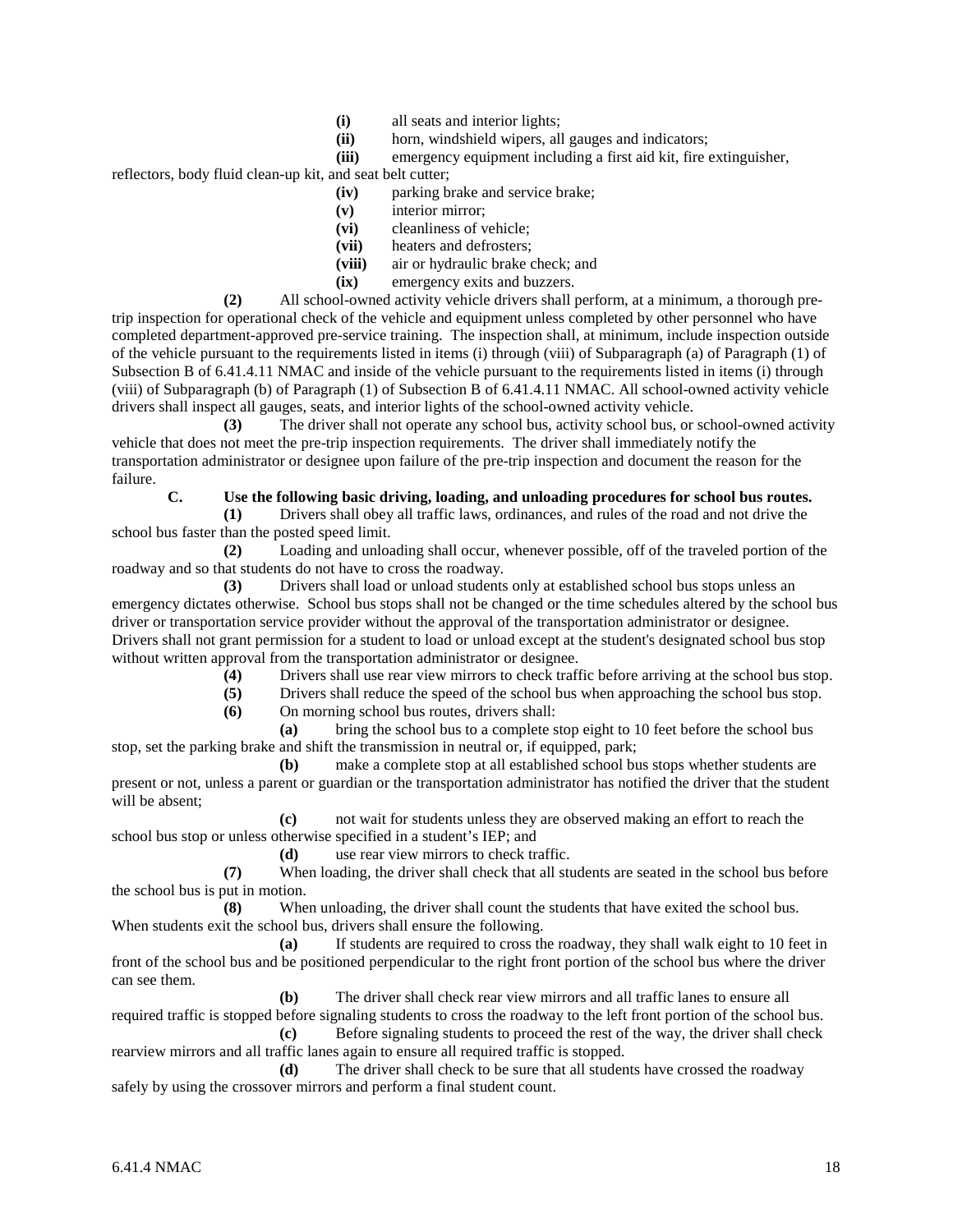**(i)** all seats and interior lights;

**(ii)** horn, windshield wipers, all gauges and indicators;

**(iii)** emergency equipment including a first aid kit, fire extinguisher, reflectors, body fluid clean-up kit, and seat belt cutter;

**(iv)** parking brake and service brake;

**(v)** interior mirror;

**(vi)** cleanliness of vehicle;

**(vii)** heaters and defrosters;

**(viii)** air or hydraulic brake check; and

**(ix)** emergency exits and buzzers.

**(2)** All school-owned activity vehicle drivers shall perform, at a minimum, a thorough pre-trip inspection for operational check of the vehicle and equipment unless completed by other personnel who have completed department-approved pre-service training. The inspection shall, at minimum, include inspection outside of the vehicle pursuant to the requirements listed in items (i) through (viii) of Subparagraph (a) of Paragraph (1) of Subsection B of 6.41.4.11 NMAC and inside of the vehicle pursuant to the requirements listed in items (i) through (viii) of Subparagraph (b) of Paragraph (1) of Subsection B of 6.41.4.11 NMAC. All school-owned activity vehicle drivers shall inspect all gauges, seats, and interior lights of the school-owned activity vehicle.

**(3)** The driver shall not operate any school bus, activity school bus, or school-owned activity vehicle that does not meet the pre-trip inspection requirements. The driver shall immediately notify the transportation administrator or designee upon failure of the pre-trip inspection and document the reason for the failure.

**C. Use the following basic driving, loading, and unloading procedures for school bus routes.**

**(1)** Drivers shall obey all traffic laws, ordinances, and rules of the road and not drive the school bus faster than the posted speed limit.

**(2)** Loading and unloading shall occur, whenever possible, off of the traveled portion of the roadway and so that students do not have to cross the roadway.

**(3)** Drivers shall load or unload students only at established school bus stops unless an emergency dictates otherwise. School bus stops shall not be changed or the time schedules altered by the school bus driver or transportation service provider without the approval of the transportation administrator or designee. Drivers shall not grant permission for a student to load or unload except at the student's designated school bus stop without written approval from the transportation administrator or designee.

**(4)** Drivers shall use rear view mirrors to check traffic before arriving at the school bus stop.

**(5)** Drivers shall reduce the speed of the school bus when approaching the school bus stop.

**(6)** On morning school bus routes, drivers shall:

**(a)** bring the school bus to a complete stop eight to 10 feet before the school bus stop, set the parking brake and shift the transmission in neutral or, if equipped, park;

**(b)** make a complete stop at all established school bus stops whether students are present or not, unless a parent or guardian or the transportation administrator has notified the driver that the student will be absent;

**(c)** not wait for students unless they are observed making an effort to reach the school bus stop or unless otherwise specified in a student's IEP; and

**(d)** use rear view mirrors to check traffic.

**(7)** When loading, the driver shall check that all students are seated in the school bus before the school bus is put in motion.

**(8)** When unloading, the driver shall count the students that have exited the school bus. When students exit the school bus, drivers shall ensure the following.

**(a)** If students are required to cross the roadway, they shall walk eight to 10 feet in front of the school bus and be positioned perpendicular to the right front portion of the school bus where the driver can see them.

**(b)** The driver shall check rear view mirrors and all traffic lanes to ensure all required traffic is stopped before signaling students to cross the roadway to the left front portion of the school bus.

**(c)** Before signaling students to proceed the rest of the way, the driver shall check rearview mirrors and all traffic lanes again to ensure all required traffic is stopped.

**(d)** The driver shall check to be sure that all students have crossed the roadway safely by using the crossover mirrors and perform a final student count.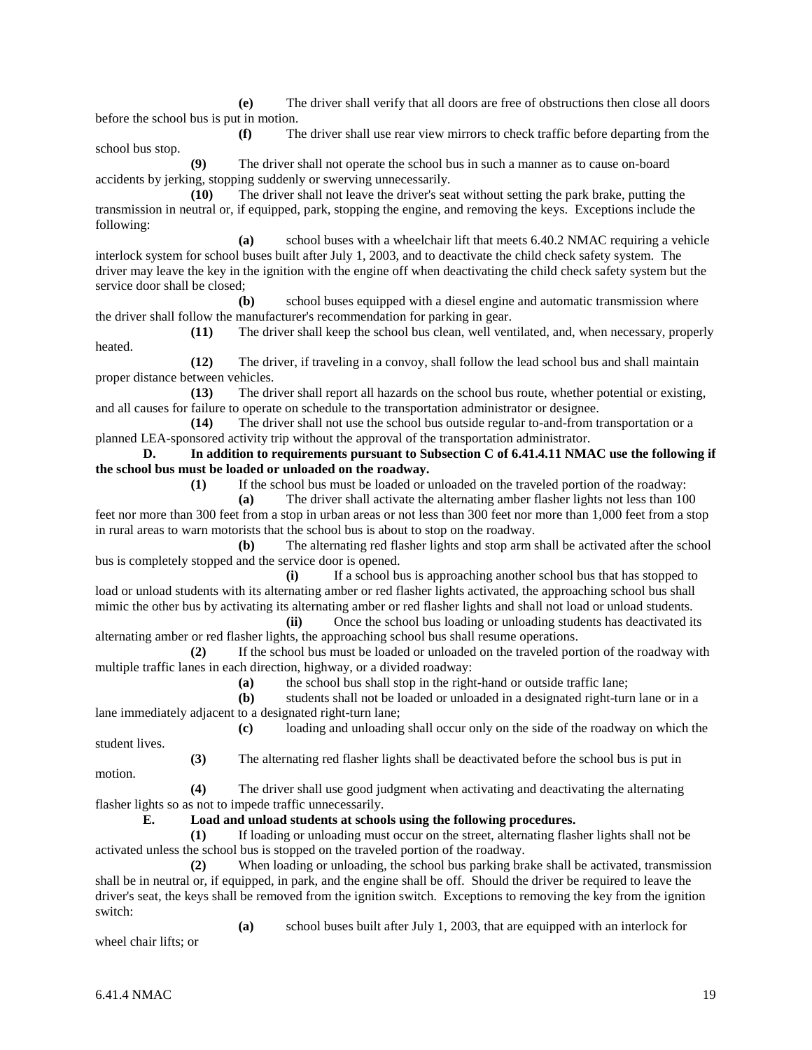**(e)** The driver shall verify that all doors are free of obstructions then close all doors before the school bus is put in motion.

**(f)** The driver shall use rear view mirrors to check traffic before departing from the school bus stop.

**(9)** The driver shall not operate the school bus in such a manner as to cause on-board accidents by jerking, stopping suddenly or swerving unnecessarily.

**(10)** The driver shall not leave the driver's seat without setting the park brake, putting the transmission in neutral or, if equipped, park, stopping the engine, and removing the keys. Exceptions include the following:

**(a)** school buses with a wheelchair lift that meets 6.40.2 NMAC requiring a vehicle interlock system for school buses built after July 1, 2003, and to deactivate the child check safety system. The driver may leave the key in the ignition with the engine off when deactivating the child check safety system but the service door shall be closed;

**(b)** school buses equipped with a diesel engine and automatic transmission where the driver shall follow the manufacturer's recommendation for parking in gear.

**(11)** The driver shall keep the school bus clean, well ventilated, and, when necessary, properly heated.

**(12)** The driver, if traveling in a convoy, shall follow the lead school bus and shall maintain proper distance between vehicles.

**(13)** The driver shall report all hazards on the school bus route, whether potential or existing, and all causes for failure to operate on schedule to the transportation administrator or designee.

**(14)** The driver shall not use the school bus outside regular to-and-from transportation or a planned LEA-sponsored activity trip without the approval of the transportation administrator.

**D. In addition to requirements pursuant to Subsection C of 6.41.4.11 NMAC use the following if the school bus must be loaded or unloaded on the roadway.**

**(1)** If the school bus must be loaded or unloaded on the traveled portion of the roadway:

**(a)** The driver shall activate the alternating amber flasher lights not less than 100 feet nor more than 300 feet from a stop in urban areas or not less than 300 feet nor more than 1,000 feet from a stop in rural areas to warn motorists that the school bus is about to stop on the roadway.

**(b)** The alternating red flasher lights and stop arm shall be activated after the school bus is completely stopped and the service door is opened.

**(i)** If a school bus is approaching another school bus that has stopped to load or unload students with its alternating amber or red flasher lights activated, the approaching school bus shall mimic the other bus by activating its alternating amber or red flasher lights and shall not load or unload students.

**(ii)** Once the school bus loading or unloading students has deactivated its alternating amber or red flasher lights, the approaching school bus shall resume operations.

**(2)** If the school bus must be loaded or unloaded on the traveled portion of the roadway with multiple traffic lanes in each direction, highway, or a divided roadway:

**(a)** the school bus shall stop in the right-hand or outside traffic lane;

**(b)** students shall not be loaded or unloaded in a designated right-turn lane or in a lane immediately adjacent to a designated right-turn lane;

**(c)** loading and unloading shall occur only on the side of the roadway on which the student lives.

**(3)** The alternating red flasher lights shall be deactivated before the school bus is put in motion.

**(4)** The driver shall use good judgment when activating and deactivating the alternating flasher lights so as not to impede traffic unnecessarily.

**E. Load and unload students at schools using the following procedures.**

**(1)** If loading or unloading must occur on the street, alternating flasher lights shall not be activated unless the school bus is stopped on the traveled portion of the roadway.

**(2)** When loading or unloading, the school bus parking brake shall be activated, transmission shall be in neutral or, if equipped, in park, and the engine shall be off. Should the driver be required to leave the driver's seat, the keys shall be removed from the ignition switch. Exceptions to removing the key from the ignition switch:

**(a)** school buses built after July 1, 2003, that are equipped with an interlock for wheel chair lifts; or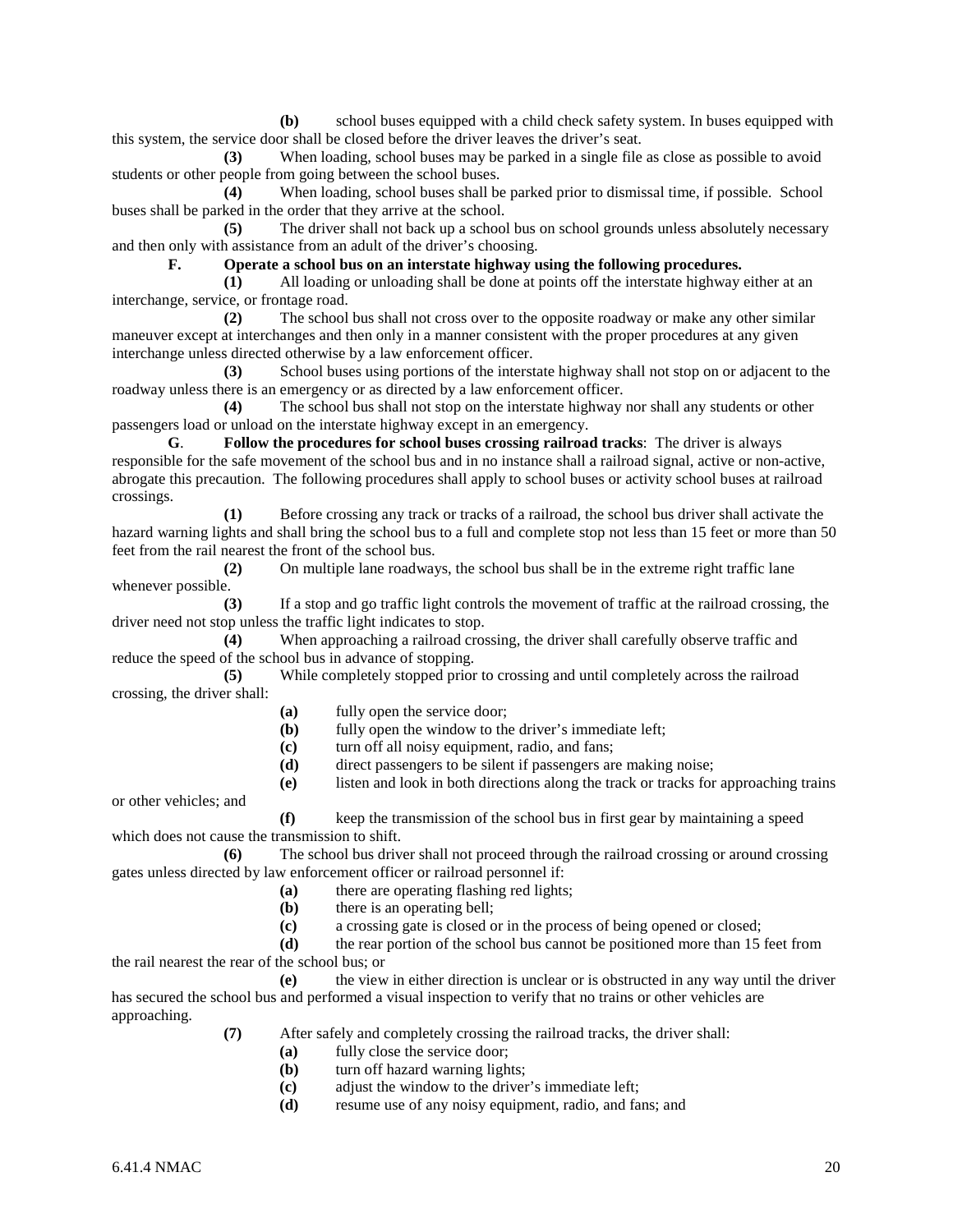**(b)** school buses equipped with a child check safety system. In buses equipped with this system, the service door shall be closed before the driver leaves the driver's seat.

**(3)** When loading, school buses may be parked in a single file as close as possible to avoid students or other people from going between the school buses.

**(4)** When loading, school buses shall be parked prior to dismissal time, if possible. School buses shall be parked in the order that they arrive at the school.

**(5)** The driver shall not back up a school bus on school grounds unless absolutely necessary and then only with assistance from an adult of the driver's choosing.

**F. Operate a school bus on an interstate highway using the following procedures.**

**(1)** All loading or unloading shall be done at points off the interstate highway either at an interchange, service, or frontage road.

**(2)** The school bus shall not cross over to the opposite roadway or make any other similar maneuver except at interchanges and then only in a manner consistent with the proper procedures at any given interchange unless directed otherwise by a law enforcement officer.

**(3)** School buses using portions of the interstate highway shall not stop on or adjacent to the roadway unless there is an emergency or as directed by a law enforcement officer.

**(4)** The school bus shall not stop on the interstate highway nor shall any students or other passengers load or unload on the interstate highway except in an emergency.

**G. Follow the procedures for school buses crossing railroad tracks**: The driver is always responsible for the safe movement of the school bus and in no instance shall a railroad signal, active or non-active, abrogate this precaution. The following procedures shall apply to school buses or activity school buses at railroad crossings.

**(1)** Before crossing any track or tracks of a railroad, the school bus driver shall activate the hazard warning lights and shall bring the school bus to a full and complete stop not less than 15 feet or more than 50 feet from the rail nearest the front of the school bus.

**(2)** On multiple lane roadways, the school bus shall be in the extreme right traffic lane whenever possible.

**(3)** If a stop and go traffic light controls the movement of traffic at the railroad crossing, the driver need not stop unless the traffic light indicates to stop.

**(4)** When approaching a railroad crossing, the driver shall carefully observe traffic and reduce the speed of the school bus in advance of stopping.

**(5)** While completely stopped prior to crossing and until completely across the railroad crossing, the driver shall:

**(a)** fully open the service door;

**(b)** fully open the window to the driver's immediate left;

**(c)** turn off all noisy equipment, radio, and fans;

**(d)** direct passengers to be silent if passengers are making noise;

**(e)** listen and look in both directions along the track or tracks for approaching trains or other vehicles; and

**(f)** keep the transmission of the school bus in first gear by maintaining a speed which does not cause the transmission to shift.

**(6)** The school bus driver shall not proceed through the railroad crossing or around crossing gates unless directed by law enforcement officer or railroad personnel if:

**(a)** there are operating flashing red lights;

**(b)** there is an operating bell;

**(c)** a crossing gate is closed or in the process of being opened or closed;

**(d)** the rear portion of the school bus cannot be positioned more than 15 feet from the rail nearest the rear of the school bus; or

**(e)** the view in either direction is unclear or is obstructed in any way until the driver has secured the school bus and performed a visual inspection to verify that no trains or other vehicles are approaching.

**(7)** After safely and completely crossing the railroad tracks, the driver shall:

**(a)** fully close the service door;

**(b)** turn off hazard warning lights;

**(c)** adjust the window to the driver's immediate left;

**(d)** resume use of any noisy equipment, radio, and fans; and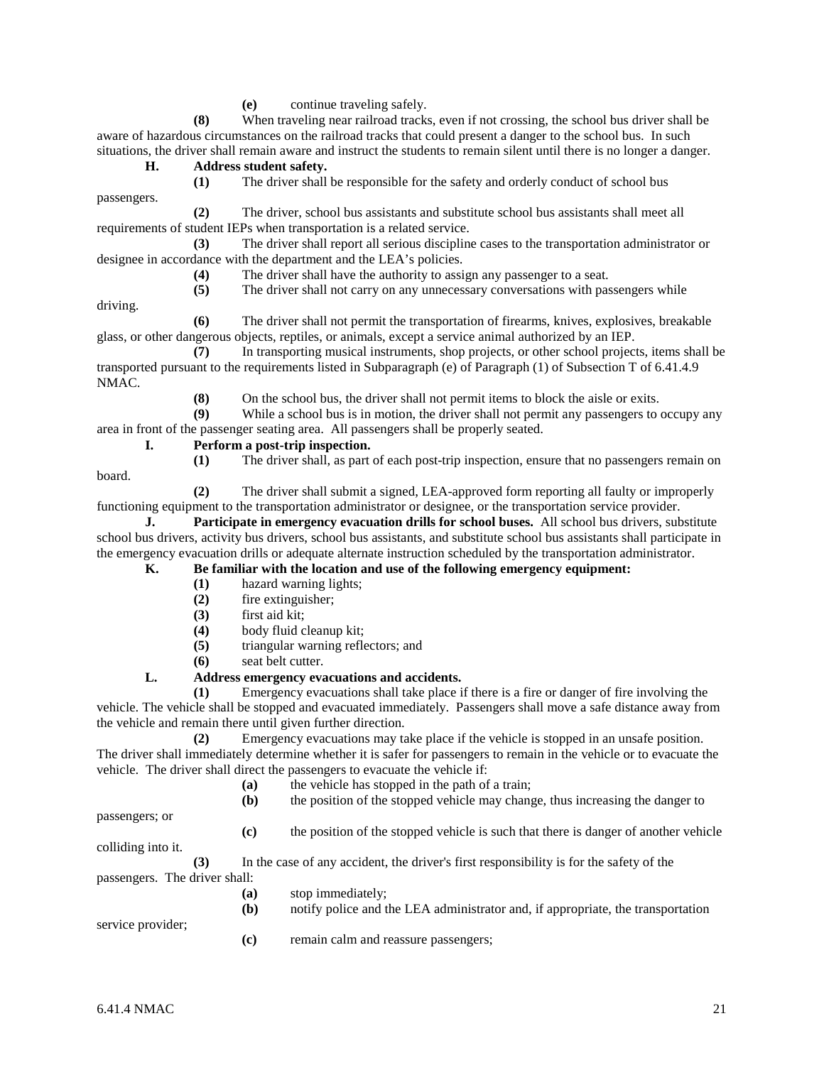**(e)** continue traveling safely.

**(8)** When traveling near railroad tracks, even if not crossing, the school bus driver shall be aware of hazardous circumstances on the railroad tracks that could present a danger to the school bus. In such situations, the driver shall remain aware and instruct the students to remain silent until there is no longer a danger.

**H. Address student safety.**

**(1)** The driver shall be responsible for the safety and orderly conduct of school bus passengers.

**(2)** The driver, school bus assistants and substitute school bus assistants shall meet all requirements of student IEPs when transportation is a related service.

**(3)** The driver shall report all serious discipline cases to the transportation administrator or designee in accordance with the department and the LEA's policies.

**(4)** The driver shall have the authority to assign any passenger to a seat.

**(5)** The driver shall not carry on any unnecessary conversations with passengers while driving.

**(6)** The driver shall not permit the transportation of firearms, knives, explosives, breakable glass, or other dangerous objects, reptiles, or animals, except a service animal authorized by an IEP.

**(7)** In transporting musical instruments, shop projects, or other school projects, items shall be transported pursuant to the requirements listed in Subparagraph (e) of Paragraph (1) of Subsection T of 6.41.4.9 NMAC.

**(8)** On the school bus, the driver shall not permit items to block the aisle or exits.

**(9)** While a school bus is in motion, the driver shall not permit any passengers to occupy any area in front of the passenger seating area. All passengers shall be properly seated.

**I. Perform a post-trip inspection.**

**(1)** The driver shall, as part of each post-trip inspection, ensure that no passengers remain on board.

**(2)** The driver shall submit a signed, LEA-approved form reporting all faulty or improperly functioning equipment to the transportation administrator or designee, or the transportation service provider.

**J. Participate in emergency evacuation drills for school buses.** All school bus drivers, substitute school bus drivers, activity bus drivers, school bus assistants, and substitute school bus assistants shall participate in the emergency evacuation drills or adequate alternate instruction scheduled by the transportation administrator.

**K. Be familiar with the location and use of the following emergency equipment:**

**(1)** hazard warning lights;

**(2)** fire extinguisher;

**(3)** first aid kit;

**(4)** body fluid cleanup kit;

**(5)** triangular warning reflectors; and

**(6)** seat belt cutter.

**L. Address emergency evacuations and accidents.**

**(1)** Emergency evacuations shall take place if there is a fire or danger of fire involving the vehicle. The vehicle shall be stopped and evacuated immediately. Passengers shall move a safe distance away from the vehicle and remain there until given further direction.

**(2)** Emergency evacuations may take place if the vehicle is stopped in an unsafe position. The driver shall immediately determine whether it is safer for passengers to remain in the vehicle or to evacuate the vehicle. The driver shall direct the passengers to evacuate the vehicle if:

**(a)** the vehicle has stopped in the path of a train;

**(b)** the position of the stopped vehicle may change, thus increasing the danger to passengers; or

**(c)** the position of the stopped vehicle is such that there is danger of another vehicle colliding into it.

**(3)** In the case of any accident, the driver's first responsibility is for the safety of the passengers. The driver shall:

**(a)** stop immediately;

**(b)** notify police and the LEA administrator and, if appropriate, the transportation service provider;

**(c)** remain calm and reassure passengers;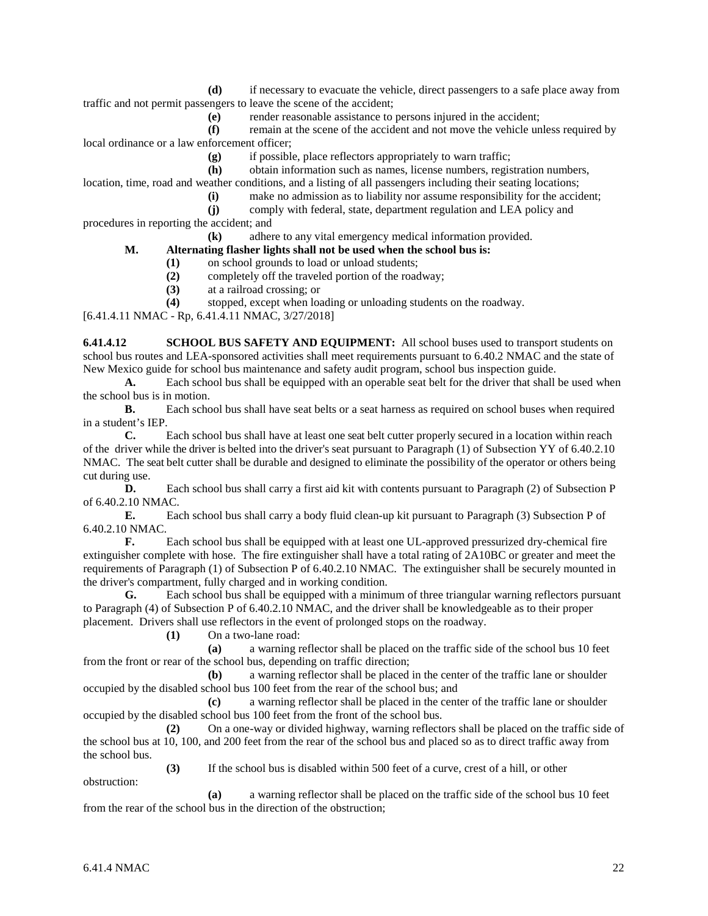**(d)** if necessary to evacuate the vehicle, direct passengers to a safe place away from traffic and not permit passengers to leave the scene of the accident;

**(e)** render reasonable assistance to persons injured in the accident;

**(f)** remain at the scene of the accident and not move the vehicle unless required by local ordinance or a law enforcement officer;

**(g)** if possible, place reflectors appropriately to warn traffic;

**(h)** obtain information such as names, license numbers, registration numbers, location, time, road and weather conditions, and a listing of all passengers including their seating locations;

**(i)** make no admission as to liability nor assume responsibility for the accident;

**(j)** comply with federal, state, department regulation and LEA policy and procedures in reporting the accident; and

**(k)** adhere to any vital emergency medical information provided.

**M. Alternating flasher lights shall not be used when the school bus is:**

**(1)** on school grounds to load or unload students;

**(2)** completely off the traveled portion of the roadway;

**(3)** at a railroad crossing; or

**(4)** stopped, except when loading or unloading students on the roadway.

[6.41.4.11 NMAC - Rp, 6.41.4.11 NMAC, 3/27/2018]

**6.41.4.12 SCHOOL BUS SAFETY AND EQUIPMENT:** All school buses used to transport students on school bus routes and LEA-sponsored activities shall meet requirements pursuant to 6.40.2 NMAC and the state of New Mexico guide for school bus maintenance and safety audit program, school bus inspection guide.

**A.** Each school bus shall be equipped with an operable seat belt for the driver that shall be used when the school bus is in motion.

**B.** Each school bus shall have seat belts or a seat harness as required on school buses when required in a student's IEP.

**C.** Each school bus shall have at least one seat belt cutter properly secured in a location within reach of the driver while the driver is belted into the driver's seat pursuant to Paragraph (1) of Subsection YY of 6.40.2.10 NMAC. The seat belt cutter shall be durable and designed to eliminate the possibility of the operator or others being cut during use.

**D.** Each school bus shall carry a first aid kit with contents pursuant to Paragraph (2) of Subsection P of 6.40.2.10 NMAC.

**E.** Each school bus shall carry a body fluid clean-up kit pursuant to Paragraph (3) Subsection P of 6.40.2.10 NMAC.

**F.** Each school bus shall be equipped with at least one UL-approved pressurized dry-chemical fire extinguisher complete with hose. The fire extinguisher shall have a total rating of 2A10BC or greater and meet the requirements of Paragraph (1) of Subsection P of 6.40.2.10 NMAC. The extinguisher shall be securely mounted in the driver's compartment, fully charged and in working condition.

**G.** Each school bus shall be equipped with a minimum of three triangular warning reflectors pursuant to Paragraph (4) of Subsection P of 6.40.2.10 NMAC, and the driver shall be knowledgeable as to their proper placement. Drivers shall use reflectors in the event of prolonged stops on the roadway.

**(1)** On a two-lane road:

**(a)** a warning reflector shall be placed on the traffic side of the school bus 10 feet from the front or rear of the school bus, depending on traffic direction;

**(b)** a warning reflector shall be placed in the center of the traffic lane or shoulder occupied by the disabled school bus 100 feet from the rear of the school bus; and

**(c)** a warning reflector shall be placed in the center of the traffic lane or shoulder occupied by the disabled school bus 100 feet from the front of the school bus.

**(2)** On a one-way or divided highway, warning reflectors shall be placed on the traffic side of the school bus at 10, 100, and 200 feet from the rear of the school bus and placed so as to direct traffic away from the school bus.

**(3)** If the school bus is disabled within 500 feet of a curve, crest of a hill, or other obstruction:

**(a)** a warning reflector shall be placed on the traffic side of the school bus 10 feet from the rear of the school bus in the direction of the obstruction;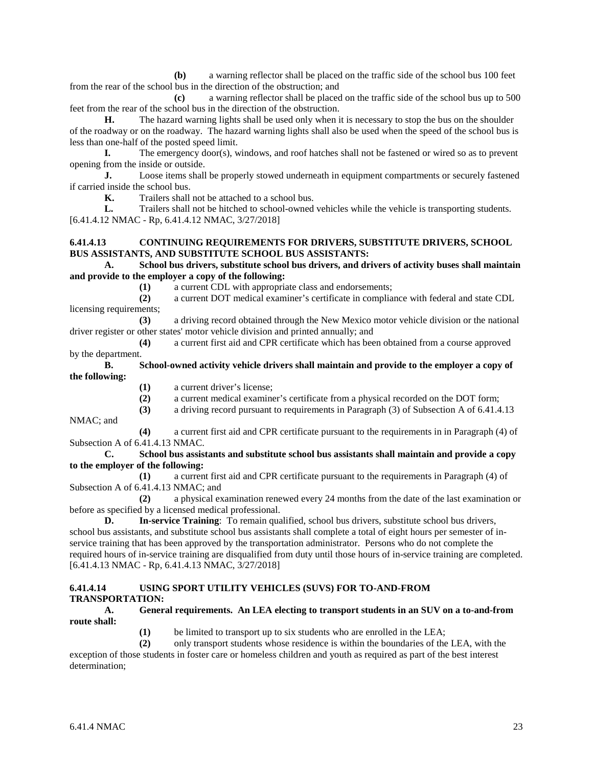**(b)** a warning reflector shall be placed on the traffic side of the school bus 100 feet from the rear of the school bus in the direction of the obstruction; and

**(c)** a warning reflector shall be placed on the traffic side of the school bus up to 500 feet from the rear of the school bus in the direction of the obstruction.

**H.** The hazard warning lights shall be used only when it is necessary to stop the bus on the shoulder of the roadway or on the roadway. The hazard warning lights shall also be used when the speed of the school bus is less than one-half of the posted speed limit.

**I.** The emergency door(s), windows, and roof hatches shall not be fastened or wired so as to prevent opening from the inside or outside.

**J.** Loose items shall be properly stowed underneath in equipment compartments or securely fastened if carried inside the school bus.

**K.** Trailers shall not be attached to a school bus.

**L.** Trailers shall not be hitched to school-owned vehicles while the vehicle is transporting students.

[6.41.4.12 NMAC - Rp, 6.41.4.12 NMAC, 3/27/2018]

**6.41.4.13 CONTINUING REQUIREMENTS FOR DRIVERS, SUBSTITUTE DRIVERS, SCHOOL BUS ASSISTANTS, AND SUBSTITUTE SCHOOL BUS ASSISTANTS:**

**A. School bus drivers, substitute school bus drivers, and drivers of activity buses shall maintain and provide to the employer a copy of the following:**

**(1)** a current CDL with appropriate class and endorsements;

**(2)** a current DOT medical examiner's certificate in compliance with federal and state CDL licensing requirements;

**(3)** a driving record obtained through the New Mexico motor vehicle division or the national driver register or other states' motor vehicle division and printed annually; and

**(4)** a current first aid and CPR certificate which has been obtained from a course approved by the department.

**B. School-owned activity vehicle drivers shall maintain and provide to the employer a copy of the following:**

**(1)** a current driver's license;

**(2)** a current medical examiner's certificate from a physical recorded on the DOT form;

**(3)** a driving record pursuant to requirements in Paragraph (3) of Subsection A of 6.41.4.13 NMAC; and

**(4)** a current first aid and CPR certificate pursuant to the requirements in in Paragraph (4) of Subsection A of 6.41.4.13 NMAC.

**C. School bus assistants and substitute school bus assistants shall maintain and provide a copy to the employer of the following:**

**(1)** a current first aid and CPR certificate pursuant to the requirements in Paragraph (4) of Subsection A of 6.41.4.13 NMAC; and

**(2)** a physical examination renewed every 24 months from the date of the last examination or before as specified by a licensed medical professional.

**D. In-service Training**: To remain qualified, school bus drivers, substitute school bus drivers, school bus assistants, and substitute school bus assistants shall complete a total of eight hours per semester of in-service training that has been approved by the transportation administrator. Persons who do not complete the required hours of in-service training are disqualified from duty until those hours of in-service training are completed.

[6.41.4.13 NMAC - Rp, 6.41.4.13 NMAC, 3/27/2018]

**6.41.4.14 USING SPORT UTILITY VEHICLES (SUVS) FOR TO-AND-FROM TRANSPORTATION:**

**A. General requirements. An LEA electing to transport students in an SUV on a to-and-from route shall:**

**(1)** be limited to transport up to six students who are enrolled in the LEA;

**(2)** only transport students whose residence is within the boundaries of the LEA, with the exception of those students in foster care or homeless children and youth as required as part of the best interest determination;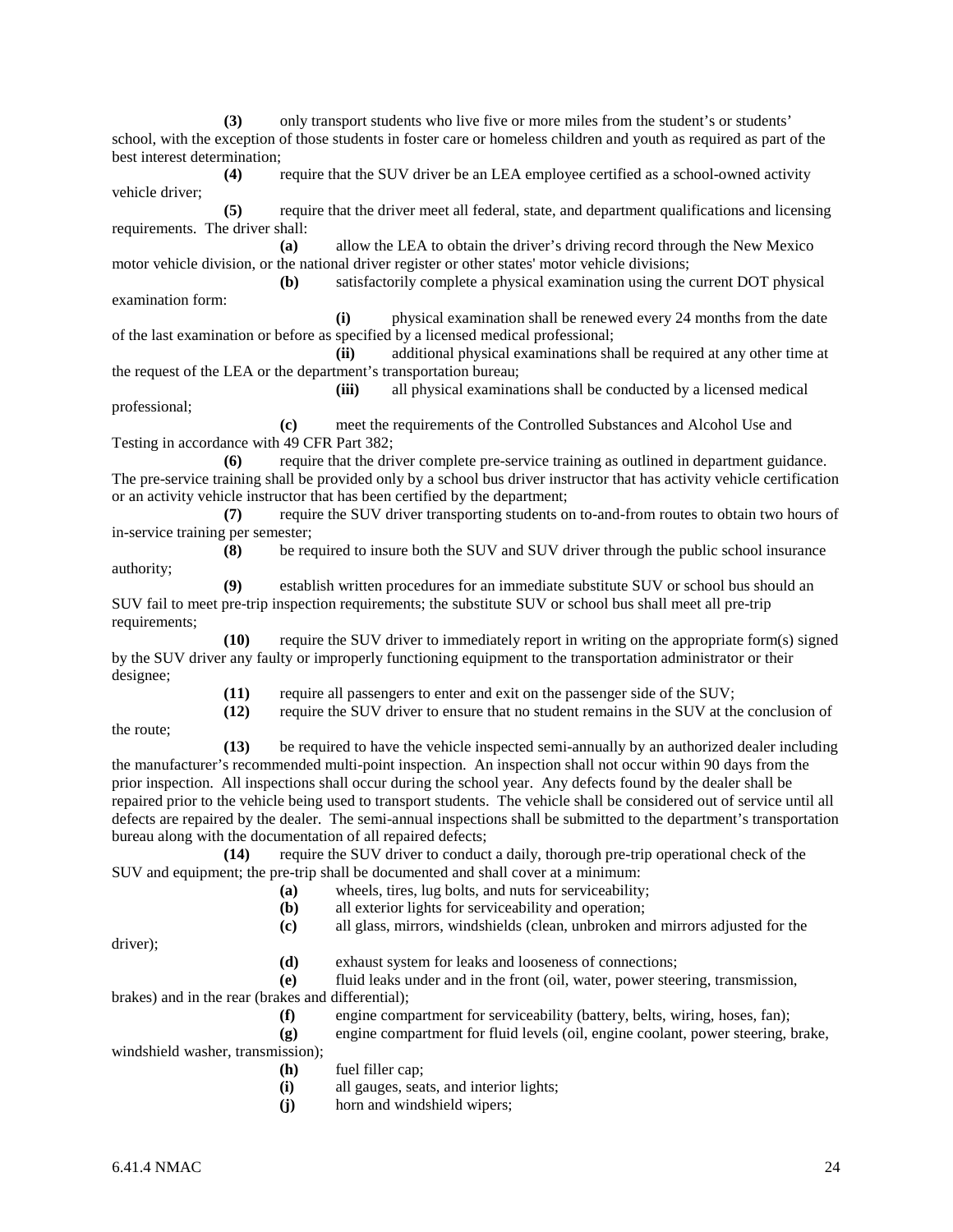**(3)** only transport students who live five or more miles from the student's or students' school, with the exception of those students in foster care or homeless children and youth as required as part of the best interest determination;

**(4)** require that the SUV driver be an LEA employee certified as a school-owned activity vehicle driver;

**(5)** require that the driver meet all federal, state, and department qualifications and licensing requirements. The driver shall:

**(a)** allow the LEA to obtain the driver's driving record through the New Mexico motor vehicle division, or the national driver register or other states' motor vehicle divisions;

**(b)** satisfactorily complete a physical examination using the current DOT physical examination form:

**(i)** physical examination shall be renewed every 24 months from the date of the last examination or before as specified by a licensed medical professional;

**(ii)** additional physical examinations shall be required at any other time at the request of the LEA or the department's transportation bureau;

**(iii)** all physical examinations shall be conducted by a licensed medical professional;

**(c)** meet the requirements of the Controlled Substances and Alcohol Use and Testing in accordance with 49 CFR Part 382;

**(6)** require that the driver complete pre-service training as outlined in department guidance. The pre-service training shall be provided only by a school bus driver instructor that has activity vehicle certification or an activity vehicle instructor that has been certified by the department;

**(7)** require the SUV driver transporting students on to-and-from routes to obtain two hours of in-service training per semester;

**(8)** be required to insure both the SUV and SUV driver through the public school insurance authority;

**(9)** establish written procedures for an immediate substitute SUV or school bus should an SUV fail to meet pre-trip inspection requirements; the substitute SUV or school bus shall meet all pre-trip requirements;

**(10)** require the SUV driver to immediately report in writing on the appropriate form(s) signed by the SUV driver any faulty or improperly functioning equipment to the transportation administrator or their designee;

**(11)** require all passengers to enter and exit on the passenger side of the SUV;

**(12)** require the SUV driver to ensure that no student remains in the SUV at the conclusion of the route;

**(13)** be required to have the vehicle inspected semi-annually by an authorized dealer including the manufacturer's recommended multi-point inspection. An inspection shall not occur within 90 days from the prior inspection. All inspections shall occur during the school year. Any defects found by the dealer shall be repaired prior to the vehicle being used to transport students. The vehicle shall be considered out of service until all defects are repaired by the dealer. The semi-annual inspections shall be submitted to the department's transportation bureau along with the documentation of all repaired defects;

**(14)** require the SUV driver to conduct a daily, thorough pre-trip operational check of the SUV and equipment; the pre-trip shall be documented and shall cover at a minimum:

**(a)** wheels, tires, lug bolts, and nuts for serviceability;

**(b)** all exterior lights for serviceability and operation;

**(c)** all glass, mirrors, windshields (clean, unbroken and mirrors adjusted for the driver);

**(d)** exhaust system for leaks and looseness of connections;

**(e)** fluid leaks under and in the front (oil, water, power steering, transmission, brakes) and in the rear (brakes and differential);

**(f)** engine compartment for serviceability (battery, belts, wiring, hoses, fan);

**(g)** engine compartment for fluid levels (oil, engine coolant, power steering, brake, windshield washer, transmission);

**(h)** fuel filler cap;

**(i)** all gauges, seats, and interior lights;

**(j)** horn and windshield wipers;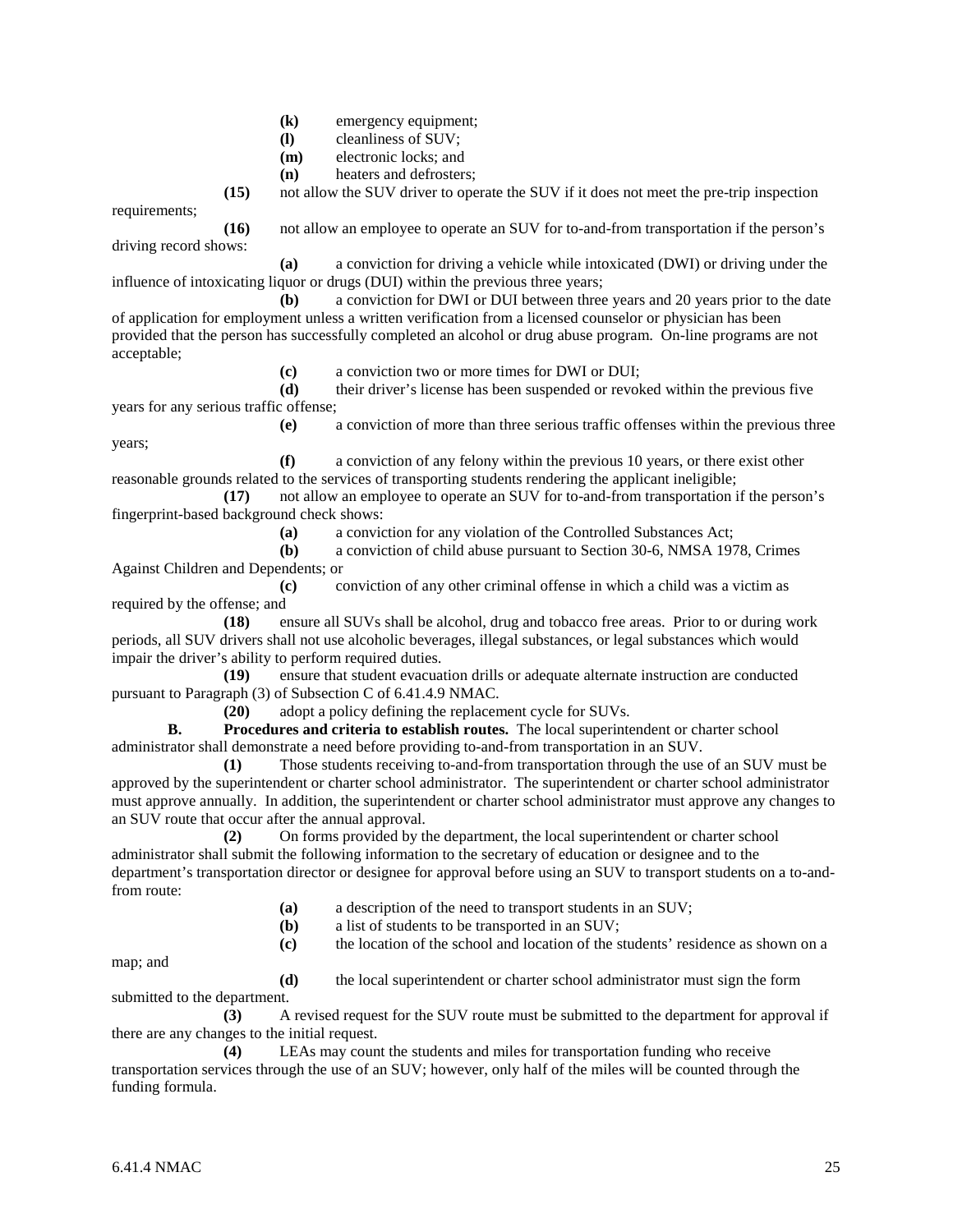**(k)** emergency equipment;

**(l)** cleanliness of SUV;

**(m)** electronic locks; and

**(n)** heaters and defrosters;

**(15)** not allow the SUV driver to operate the SUV if it does not meet the pre-trip inspection requirements;

**(16)** not allow an employee to operate an SUV for to-and-from transportation if the person's driving record shows:

**(a)** a conviction for driving a vehicle while intoxicated (DWI) or driving under the influence of intoxicating liquor or drugs (DUI) within the previous three years;

**(b)** a conviction for DWI or DUI between three years and 20 years prior to the date of application for employment unless a written verification from a licensed counselor or physician has been provided that the person has successfully completed an alcohol or drug abuse program. On-line programs are not acceptable;

**(c)** a conviction two or more times for DWI or DUI;

**(d)** their driver's license has been suspended or revoked within the previous five years for any serious traffic offense;

**(e)** a conviction of more than three serious traffic offenses within the previous three years;

**(f)** a conviction of any felony within the previous 10 years, or there exist other reasonable grounds related to the services of transporting students rendering the applicant ineligible;

**(17)** not allow an employee to operate an SUV for to-and-from transportation if the person's fingerprint-based background check shows:

**(a)** a conviction for any violation of the Controlled Substances Act;

**(b)** a conviction of child abuse pursuant to Section 30-6, NMSA 1978, Crimes Against Children and Dependents; or

**(c)** conviction of any other criminal offense in which a child was a victim as required by the offense; and

**(18)** ensure all SUVs shall be alcohol, drug and tobacco free areas. Prior to or during work periods, all SUV drivers shall not use alcoholic beverages, illegal substances, or legal substances which would impair the driver's ability to perform required duties.

**(19)** ensure that student evacuation drills or adequate alternate instruction are conducted pursuant to Paragraph (3) of Subsection C of 6.41.4.9 NMAC.

**(20)** adopt a policy defining the replacement cycle for SUVs.

**B. Procedures and criteria to establish routes.** The local superintendent or charter school administrator shall demonstrate a need before providing to-and-from transportation in an SUV.

**(1)** Those students receiving to-and-from transportation through the use of an SUV must be approved by the superintendent or charter school administrator. The superintendent or charter school administrator must approve annually. In addition, the superintendent or charter school administrator must approve any changes to an SUV route that occur after the annual approval.

**(2)** On forms provided by the department, the local superintendent or charter school administrator shall submit the following information to the secretary of education or designee and to the department's transportation director or designee for approval before using an SUV to transport students on a to-and-from route:

**(a)** a description of the need to transport students in an SUV;

**(b)** a list of students to be transported in an SUV;

**(c)** the location of the school and location of the students' residence as shown on a map; and

**(d)** the local superintendent or charter school administrator must sign the form submitted to the department.

**(3)** A revised request for the SUV route must be submitted to the department for approval if there are any changes to the initial request.

**(4)** LEAs may count the students and miles for transportation funding who receive transportation services through the use of an SUV; however, only half of the miles will be counted through the funding formula.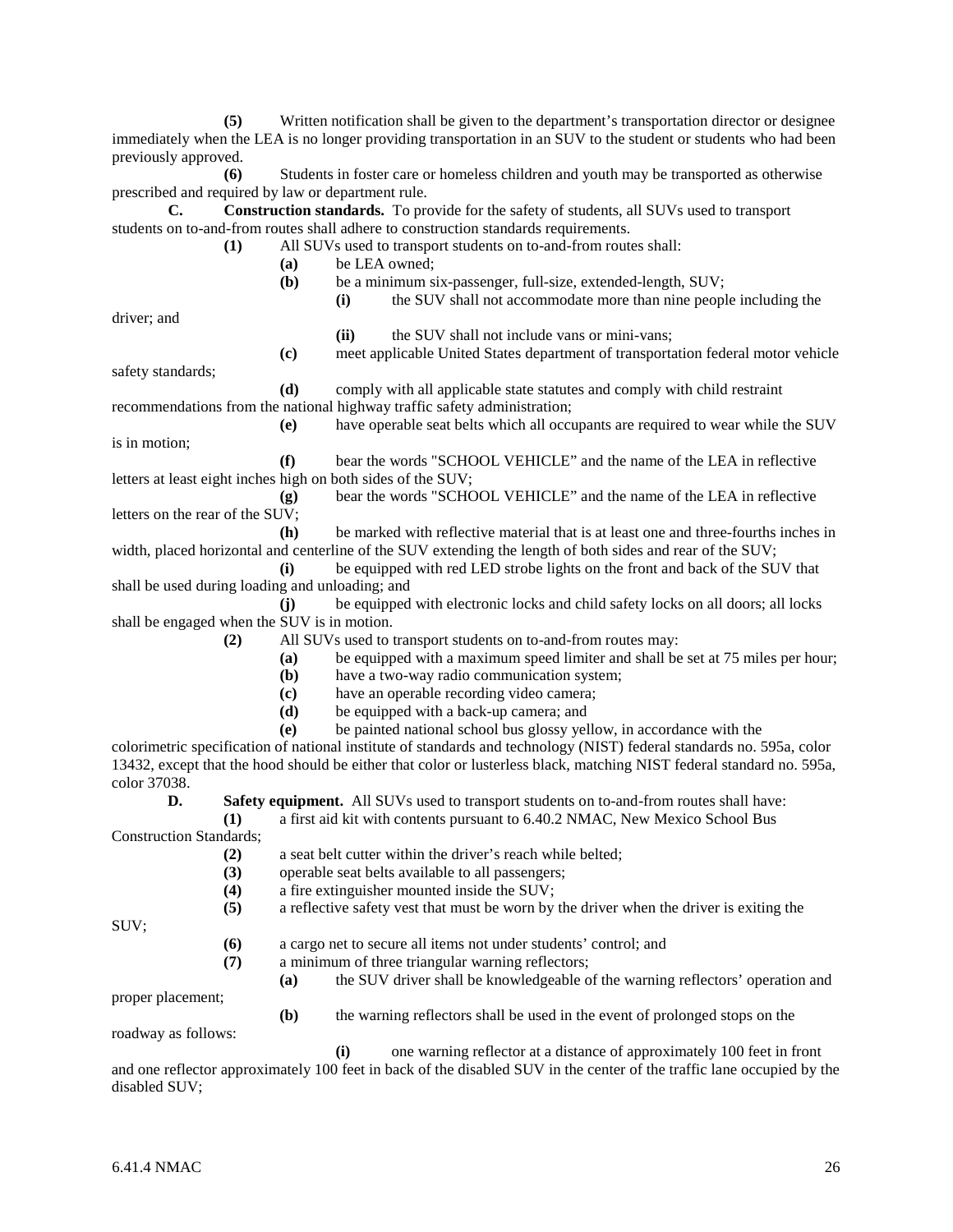**(5)** Written notification shall be given to the department's transportation director or designee immediately when the LEA is no longer providing transportation in an SUV to the student or students who had been previously approved.

**(6)** Students in foster care or homeless children and youth may be transported as otherwise prescribed and required by law or department rule.

**C. Construction standards.** To provide for the safety of students, all SUVs used to transport students on to-and-from routes shall adhere to construction standards requirements.

**(1)** All SUVs used to transport students on to-and-from routes shall:

**(a)** be LEA owned;

**(b)** be a minimum six-passenger, full-size, extended-length, SUV;

**(i)** the SUV shall not accommodate more than nine people including the driver; and

**(ii)** the SUV shall not include vans or mini-vans;

**(c)** meet applicable United States department of transportation federal motor vehicle safety standards;

**(d)** comply with all applicable state statutes and comply with child restraint recommendations from the national highway traffic safety administration;

**(e)** have operable seat belts which all occupants are required to wear while the SUV is in motion;

**(f)** bear the words "SCHOOL VEHICLE" and the name of the LEA in reflective letters at least eight inches high on both sides of the SUV;

**(g)** bear the words "SCHOOL VEHICLE" and the name of the LEA in reflective letters on the rear of the SUV;

**(h)** be marked with reflective material that is at least one and three-fourths inches in width, placed horizontal and centerline of the SUV extending the length of both sides and rear of the SUV;

**(i)** be equipped with red LED strobe lights on the front and back of the SUV that shall be used during loading and unloading; and

**(j)** be equipped with electronic locks and child safety locks on all doors; all locks shall be engaged when the SUV is in motion.

**(2)** All SUVs used to transport students on to-and-from routes may:

**(a)** be equipped with a maximum speed limiter and shall be set at 75 miles per hour;

**(b)** have a two-way radio communication system;

**(c)** have an operable recording video camera;

**(d)** be equipped with a back-up camera; and

**(e)** be painted national school bus glossy yellow, in accordance with the colorimetric specification of national institute of standards and technology (NIST) federal standards no. 595a, color 13432, except that the hood should be either that color or lusterless black, matching NIST federal standard no. 595a, color 37038.

**D. Safety equipment.** All SUVs used to transport students on to-and-from routes shall have:

**(1)** a first aid kit with contents pursuant to 6.40.2 NMAC, New Mexico School Bus Construction Standards;

**(2)** a seat belt cutter within the driver's reach while belted;

**(3)** operable seat belts available to all passengers;

**(4)** a fire extinguisher mounted inside the SUV;

**(5)** a reflective safety vest that must be worn by the driver when the driver is exiting the SUV;

**(6)** a cargo net to secure all items not under students' control; and

**(7)** a minimum of three triangular warning reflectors;

**(a)** the SUV driver shall be knowledgeable of the warning reflectors' operation and proper placement;

**(b)** the warning reflectors shall be used in the event of prolonged stops on the roadway as follows:

**(i)** one warning reflector at a distance of approximately 100 feet in front and one reflector approximately 100 feet in back of the disabled SUV in the center of the traffic lane occupied by the disabled SUV;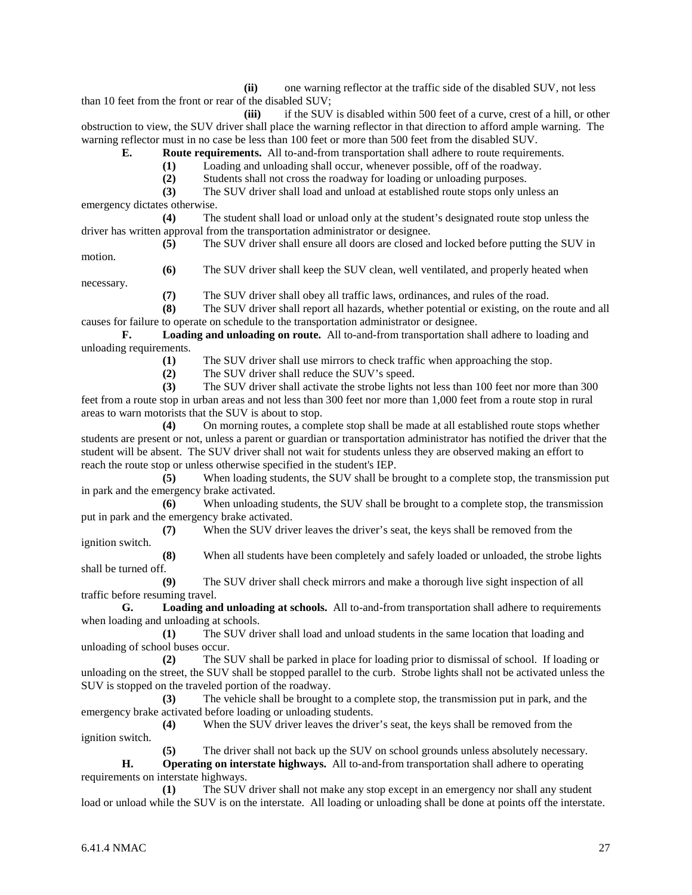**(ii)** one warning reflector at the traffic side of the disabled SUV, not less than 10 feet from the front or rear of the disabled SUV;

**(iii)** if the SUV is disabled within 500 feet of a curve, crest of a hill, or other obstruction to view, the SUV driver shall place the warning reflector in that direction to afford ample warning. The warning reflector must in no case be less than 100 feet or more than 500 feet from the disabled SUV.

**E. Route requirements.** All to-and-from transportation shall adhere to route requirements.

**(1)** Loading and unloading shall occur, whenever possible, off of the roadway.

**(2)** Students shall not cross the roadway for loading or unloading purposes.

**(3)** The SUV driver shall load and unload at established route stops only unless an emergency dictates otherwise.

**(4)** The student shall load or unload only at the student's designated route stop unless the driver has written approval from the transportation administrator or designee.

**(5)** The SUV driver shall ensure all doors are closed and locked before putting the SUV in motion.

**(6)** The SUV driver shall keep the SUV clean, well ventilated, and properly heated when necessary.

**(7)** The SUV driver shall obey all traffic laws, ordinances, and rules of the road.

**(8)** The SUV driver shall report all hazards, whether potential or existing, on the route and all causes for failure to operate on schedule to the transportation administrator or designee.

**F. Loading and unloading on route.** All to-and-from transportation shall adhere to loading and unloading requirements.

**(1)** The SUV driver shall use mirrors to check traffic when approaching the stop.

**(2)** The SUV driver shall reduce the SUV's speed.

**(3)** The SUV driver shall activate the strobe lights not less than 100 feet nor more than 300 feet from a route stop in urban areas and not less than 300 feet nor more than 1,000 feet from a route stop in rural areas to warn motorists that the SUV is about to stop.

**(4)** On morning routes, a complete stop shall be made at all established route stops whether students are present or not, unless a parent or guardian or transportation administrator has notified the driver that the student will be absent. The SUV driver shall not wait for students unless they are observed making an effort to reach the route stop or unless otherwise specified in the student's IEP.

**(5)** When loading students, the SUV shall be brought to a complete stop, the transmission put in park and the emergency brake activated.

**(6)** When unloading students, the SUV shall be brought to a complete stop, the transmission put in park and the emergency brake activated.

**(7)** When the SUV driver leaves the driver's seat, the keys shall be removed from the ignition switch.

**(8)** When all students have been completely and safely loaded or unloaded, the strobe lights shall be turned off.

**(9)** The SUV driver shall check mirrors and make a thorough live sight inspection of all traffic before resuming travel.

**G. Loading and unloading at schools.** All to-and-from transportation shall adhere to requirements when loading and unloading at schools.

**(1)** The SUV driver shall load and unload students in the same location that loading and unloading of school buses occur.

**(2)** The SUV shall be parked in place for loading prior to dismissal of school. If loading or unloading on the street, the SUV shall be stopped parallel to the curb. Strobe lights shall not be activated unless the SUV is stopped on the traveled portion of the roadway.

**(3)** The vehicle shall be brought to a complete stop, the transmission put in park, and the emergency brake activated before loading or unloading students.

**(4)** When the SUV driver leaves the driver's seat, the keys shall be removed from the ignition switch.

**(5)** The driver shall not back up the SUV on school grounds unless absolutely necessary.

**H. Operating on interstate highways.** All to-and-from transportation shall adhere to operating requirements on interstate highways.

**(1)** The SUV driver shall not make any stop except in an emergency nor shall any student load or unload while the SUV is on the interstate. All loading or unloading shall be done at points off the interstate.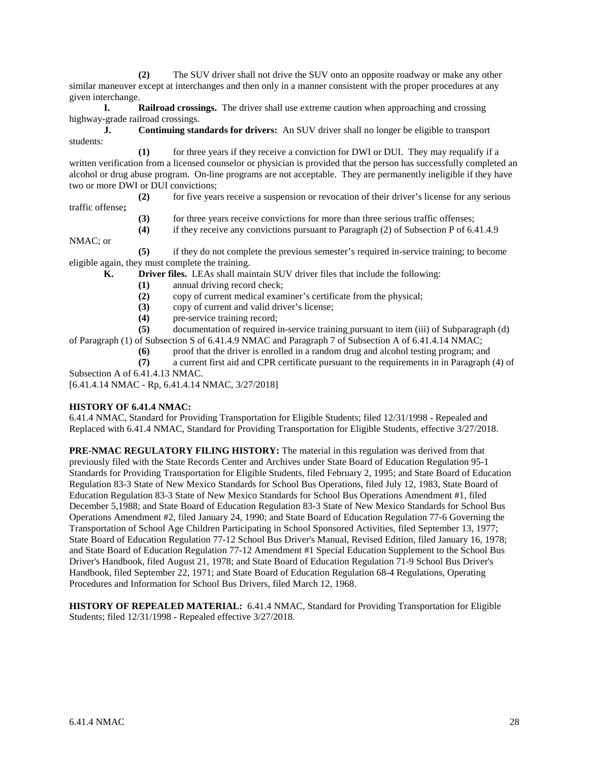**(2)** The SUV driver shall not drive the SUV onto an opposite roadway or make any other similar maneuver except at interchanges and then only in a manner consistent with the proper procedures at any given interchange.

**I. Railroad crossings.** The driver shall use extreme caution when approaching and crossing highway-grade railroad crossings.

**J. Continuing standards for drivers:** An SUV driver shall no longer be eligible to transport students:

**(1)** for three years if they receive a conviction for DWI or DUI. They may requalify if a written verification from a licensed counselor or physician is provided that the person has successfully completed an alcohol or drug abuse program. On-line programs are not acceptable. They are permanently ineligible if they have two or more DWI or DUI convictions;

**(2)** for five years receive a suspension or revocation of their driver's license for any serious traffic offense**;**

**(3)** for three years receive convictions for more than three serious traffic offenses;

**(4)** if they receive any convictions pursuant to Paragraph (2) of Subsection P of 6.41.4.9 NMAC; or

**(5)** if they do not complete the previous semester's required in-service training; to become eligible again, they must complete the training.

**K. Driver files.** LEAs shall maintain SUV driver files that include the following:

**(1)** annual driving record check;

**(2)** copy of current medical examiner's certificate from the physical;

**(3)** copy of current and valid driver's license;

**(4)** pre-service training record;

**(5)** documentation of required in-service training pursuant to item (iii) of Subparagraph (d) of Paragraph (1) of Subsection S of 6.41.4.9 NMAC and Paragraph 7 of Subsection A of 6.41.4.14 NMAC;

**(6)** proof that the driver is enrolled in a random drug and alcohol testing program; and

**(7)** a current first aid and CPR certificate pursuant to the requirements in in Paragraph (4) of Subsection A of 6.41.4.13 NMAC.

[6.41.4.14 NMAC - Rp, 6.41.4.14 NMAC, 3/27/2018]

**HISTORY OF 6.41.4 NMAC:**
6.41.4 NMAC, Standard for Providing Transportation for Eligible Students; filed 12/31/1998 - Repealed and Replaced with 6.41.4 NMAC, Standard for Providing Transportation for Eligible Students, effective 3/27/2018.

**PRE-NMAC REGULATORY FILING HISTORY:** The material in this regulation was derived from that previously filed with the State Records Center and Archives under State Board of Education Regulation 95-1 Standards for Providing Transportation for Eligible Students, filed February 2, 1995; and State Board of Education Regulation 83-3 State of New Mexico Standards for School Bus Operations, filed July 12, 1983, State Board of Education Regulation 83-3 State of New Mexico Standards for School Bus Operations Amendment #1, filed December 5,1988; and State Board of Education Regulation 83-3 State of New Mexico Standards for School Bus Operations Amendment #2, filed January 24, 1990; and State Board of Education Regulation 77-6 Governing the Transportation of School Age Children Participating in School Sponsored Activities, filed September 13, 1977; State Board of Education Regulation 77-12 School Bus Driver's Manual, Revised Edition, filed January 16, 1978; and State Board of Education Regulation 77-12 Amendment #1 Special Education Supplement to the School Bus Driver's Handbook, filed August 21, 1978; and State Board of Education Regulation 71-9 School Bus Driver's Handbook, filed September 22, 1971; and State Board of Education Regulation 68-4 Regulations, Operating Procedures and Information for School Bus Drivers, filed March 12, 1968.

**HISTORY OF REPEALED MATERIAL:** 6.41.4 NMAC, Standard for Providing Transportation for Eligible Students; filed 12/31/1998 - Repealed effective 3/27/2018.